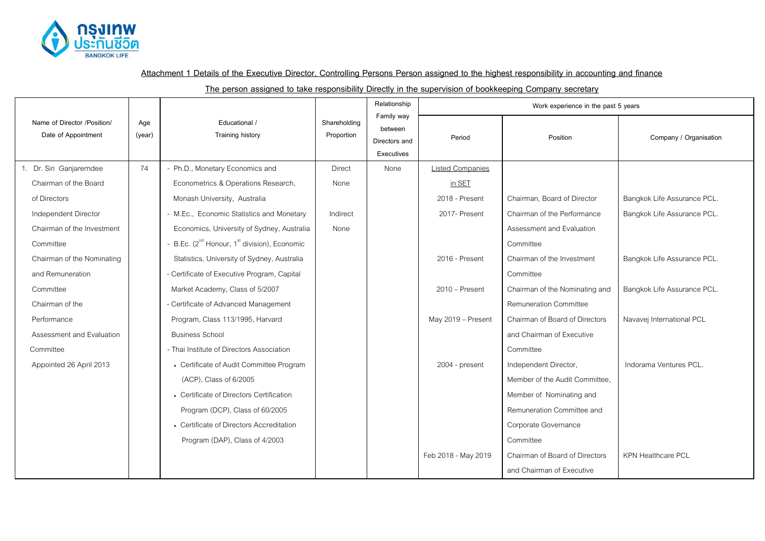**Attachment 1 Details of the Executive Director, Controlling Persons Person assigned to the highest responsibility in accounting and finance**

**The person assigned to take responsibility Directly in the supervision of bookkeeping Company secretary**

| Name of Director /Position/ Date of Appointment | Age (year) | Educational / Training history | Shareholding Proportion | Relationship Family way between Directors and Executives | Work experience in the past 5 years | | |
|---|---|---|---|---|---|---|---|
| | | | | | Period | Position | Company / Organisation |
| 1. Dr. Siri Ganjarerndee<br>Chairman of the Board of Directors<br>Independent Director<br>Chairman of the Investment Committee<br>Chairman of the Nominating and Remuneration Committee<br>Chairman of the Performance Assessment and Evaluation Committee<br>Appointed 26 April 2013 | 74 | - Ph.D., Monetary Economics and Econometrics & Operations Research, Monash University, Australia<br>- M.Ec., Economic Statistics and Monetary Economics, University of Sydney, Australia<br>- B.Ec. (2nd Honour, 1st division), Economic Statistics, University of Sydney, Australia<br>- Certificate of Executive Program, Capital Market Academy, Class of 5/2007<br>- Certificate of Advanced Management Program, Class 113/1995, Harvard Business School<br>- Thai Institute of Directors Association<br>• Certificate of Audit Committee Program (ACP), Class of 6/2005<br>• Certificate of Directors Certification Program (DCP), Class of 60/2005<br>• Certificate of Directors Accreditation Program (DAP), Class of 4/2003 | Direct<br>None<br><br>Indirect<br>None | None | Listed Companies in SET | | |
| | | | | | 2018 - Present | Chairman, Board of Director | Bangkok Life Assurance PCL. |
| | | | | | 2017- Present | Chairman of the Performance Assessment and Evaluation Committee | Bangkok Life Assurance PCL. |
| | | | | | 2016 - Present | Chairman of the Investment Committee | Bangkok Life Assurance PCL. |
| | | | | | 2010 – Present | Chairman of the Nominating and Remuneration Committee | Bangkok Life Assurance PCL. |
| | | | | | May 2019 – Present | Chairman of Board of Directors and Chairman of Executive Committee | Navavej International PCL |
| | | | | | 2004 - present | Independent Director, Member of the Audit Committee, Member of Nominating and Remuneration Committee and Corporate Governance Committee | Indorama Ventures PCL. |
| | | | | | Feb 2018 - May 2019 | Chairman of Board of Directors and Chairman of Executive | KPN Healthcare PCL |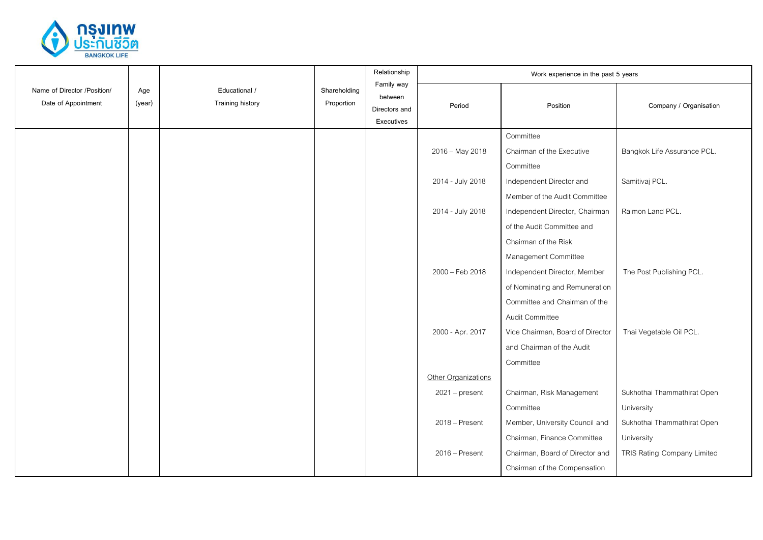| Name of Director /Position/ Date of Appointment | Age (year) | Educational / Training history | Shareholding Proportion | Relationship Family way between Directors and Executives | Work experience in the past 5 years | | |
|---|---|---|---|---|---|---|---|
| | | | | | Period | Position | Company / Organisation |
| | | | | | | Committee | |
| | | | | | 2016 – May 2018 | Chairman of the Executive Committee | Bangkok Life Assurance PCL. |
| | | | | | 2014 - July 2018 | Independent Director and Member of the Audit Committee | Samitivaj PCL. |
| | | | | | 2014 - July 2018 | Independent Director, Chairman of the Audit Committee and Chairman of the Risk Management Committee | Raimon Land PCL. |
| | | | | | 2000 – Feb 2018 | Independent Director, Member of Nominating and Remuneration Committee and Chairman of the Audit Committee | The Post Publishing PCL. |
| | | | | | 2000 - Apr. 2017 | Vice Chairman, Board of Director and Chairman of the Audit Committee | Thai Vegetable Oil PCL. |
| | | | | | Other Organizations | | |
| | | | | | 2021 – present | Chairman, Risk Management Committee | Sukhothai Thammathirat Open University |
| | | | | | 2018 – Present | Member, University Council and Chairman, Finance Committee | Sukhothai Thammathirat Open University |
| | | | | | 2016 – Present | Chairman, Board of Director and Chairman of the Compensation | TRIS Rating Company Limited |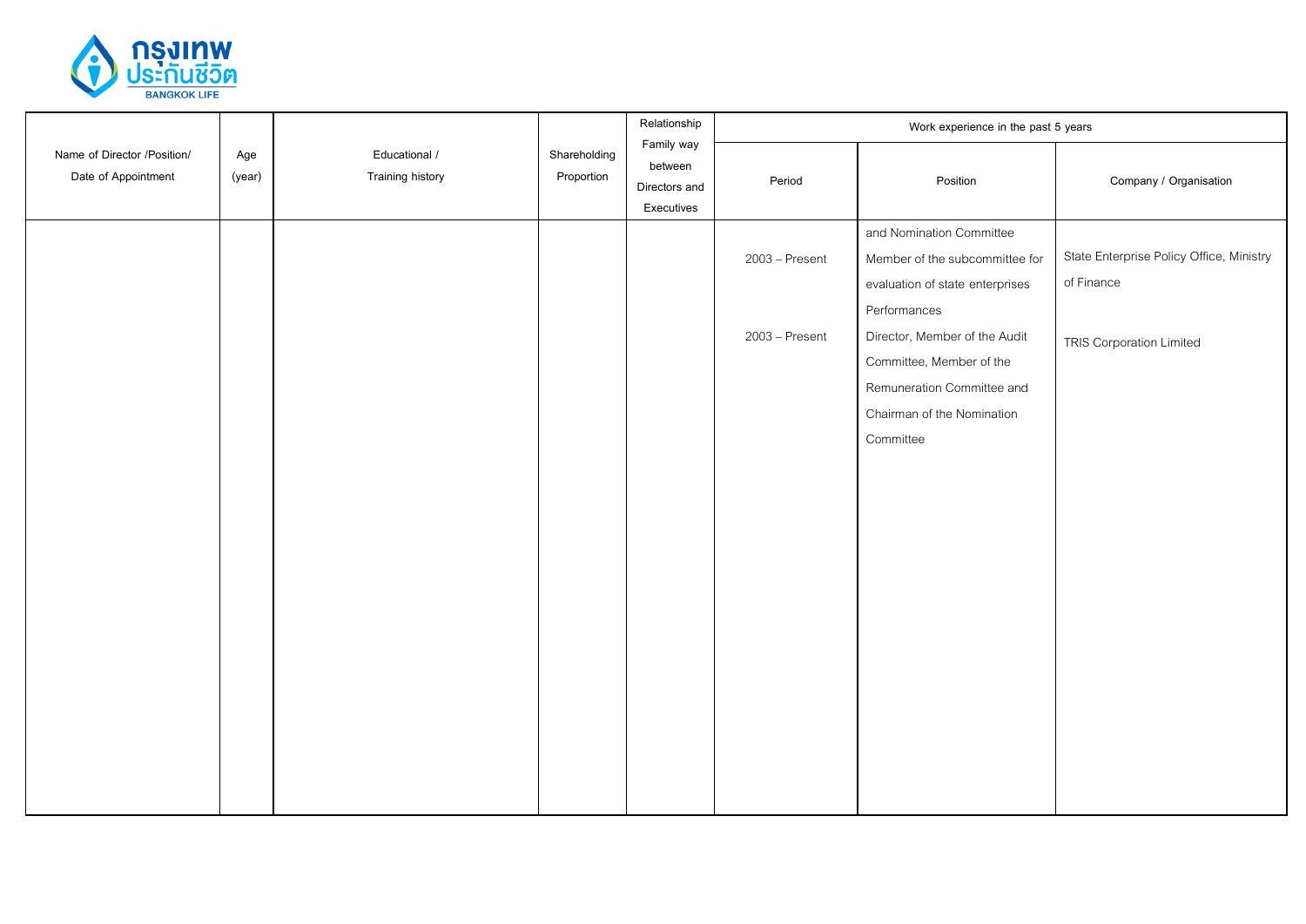| Name of Director /Position/ Date of Appointment | Age (year) | Educational / Training history | Shareholding Proportion | Relationship Family way between Directors and Executives | Work experience in the past 5 years | | |
|---|---|---|---|---|---|---|---|
| | | | | | Period | Position | Company / Organisation |
| | | | | | | and Nomination Committee | |
| | | | | | 2003 – Present | Member of the subcommittee for evaluation of state enterprises Performances | State Enterprise Policy Office, Ministry of Finance |
| | | | | | 2003 – Present | Director, Member of the Audit Committee, Member of the Remuneration Committee and Chairman of the Nomination Committee | TRIS Corporation Limited |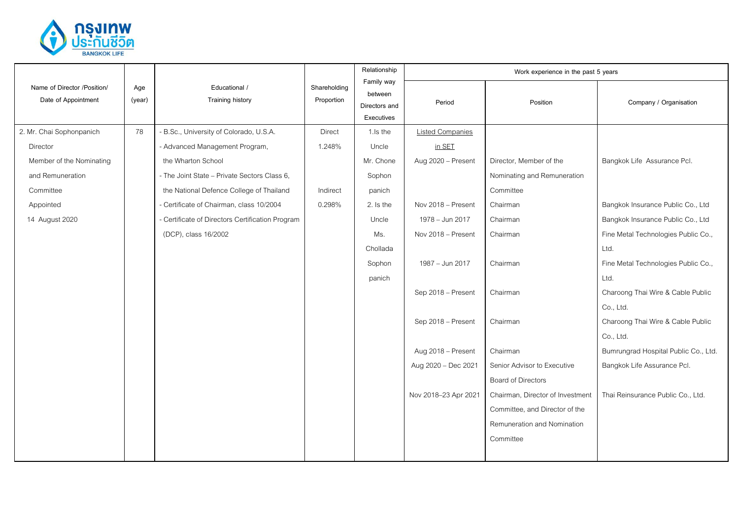| Name of Director /Position/ Date of Appointment | Age (year) | Educational / Training history | Shareholding Proportion | Relationship Family way between Directors and Executives | Work experience in the past 5 years | | |
|---|---|---|---|---|---|---|---|
| | | | | | Period | Position | Company / Organisation |
| 2. Mr. Chai Sophonpanich<br>Director<br>Member of the Nominating and Remuneration Committee<br>Appointed<br>14 August 2020 | 78 | - B.Sc., University of Colorado, U.S.A.<br>- Advanced Management Program, the Wharton School<br>- The Joint State – Private Sectors Class 6, the National Defence College of Thailand<br>- Certificate of Chairman, class 10/2004<br>- Certificate of Directors Certification Program (DCP), class 16/2002 | Direct<br>1.248%<br><br>Indirect<br>0.298% | 1.Is the Uncle Mr. Chone Sophon panich<br>2. Is the Uncle Ms. Chollada Sophon panich | Listed Companies in SET | | |
| | | | | | Aug 2020 – Present | Director, Member of the Nominating and Remuneration Committee | Bangkok Life Assurance Pcl. |
| | | | | | Nov 2018 – Present | Chairman | Bangkok Insurance Public Co., Ltd |
| | | | | | 1978 – Jun 2017 | Chairman | Bangkok Insurance Public Co., Ltd |
| | | | | | Nov 2018 – Present | Chairman | Fine Metal Technologies Public Co., Ltd. |
| | | | | | 1987 – Jun 2017 | Chairman | Fine Metal Technologies Public Co., Ltd. |
| | | | | | Sep 2018 – Present | Chairman | Charoong Thai Wire & Cable Public Co., Ltd. |
| | | | | | Sep 2018 – Present | Chairman | Charoong Thai Wire & Cable Public Co., Ltd. |
| | | | | | Aug 2018 – Present | Chairman | Bumrungrad Hospital Public Co., Ltd. |
| | | | | | Aug 2020 – Dec 2021 | Senior Advisor to Executive Board of Directors | Bangkok Life Assurance Pcl. |
| | | | | | Nov 2018–23 Apr 2021 | Chairman, Director of Investment Committee, and Director of the Remuneration and Nomination Committee | Thai Reinsurance Public Co., Ltd. |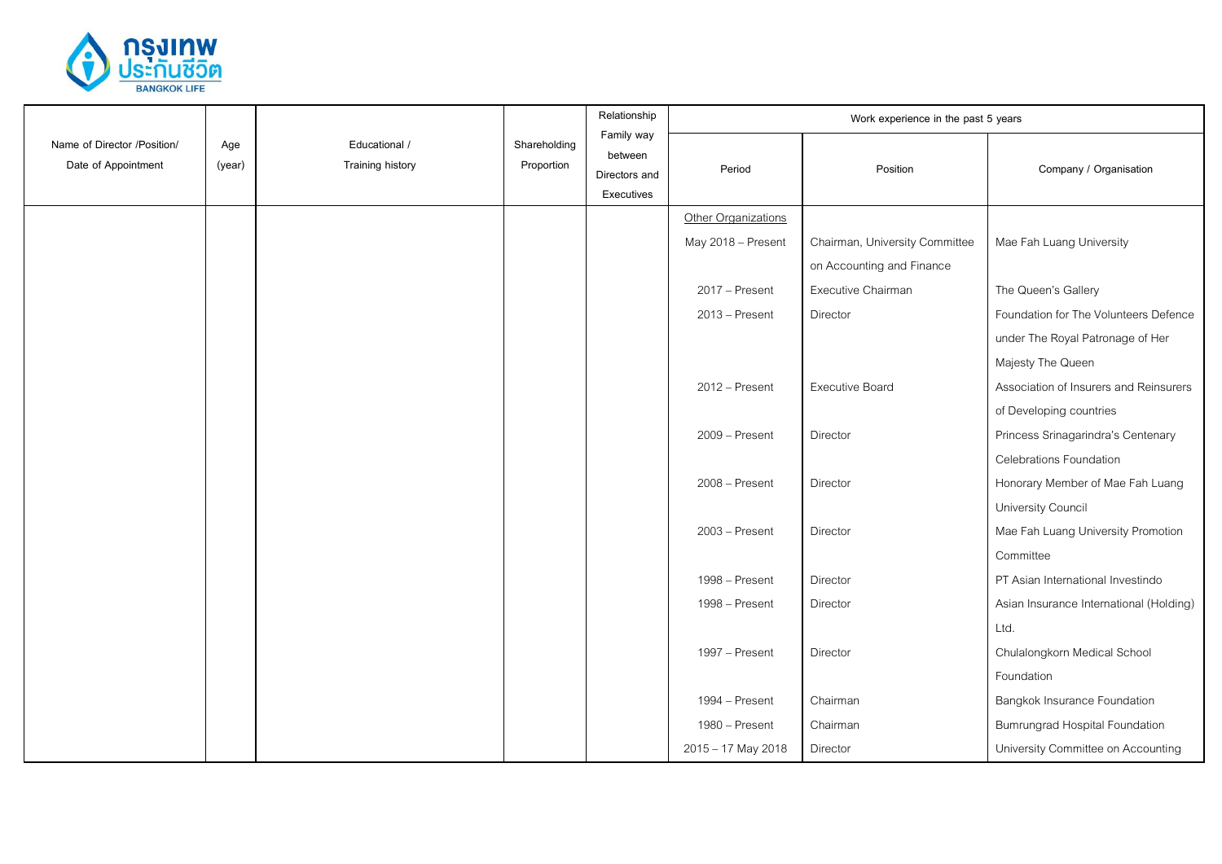| Name of Director /Position/ Date of Appointment | Age (year) | Educational / Training history | Shareholding Proportion | Relationship Family way between Directors and Executives | Work experience in the past 5 years | | |
|---|---|---|---|---|---|---|---|
| | | | | | Period | Position | Company / Organisation |
| | | | | | Other Organizations | | |
| | | | | | May 2018 – Present | Chairman, University Committee on Accounting and Finance | Mae Fah Luang University |
| | | | | | 2017 – Present | Executive Chairman | The Queen's Gallery |
| | | | | | 2013 – Present | Director | Foundation for The Volunteers Defence under The Royal Patronage of Her Majesty The Queen |
| | | | | | 2012 – Present | Executive Board | Association of Insurers and Reinsurers of Developing countries |
| | | | | | 2009 – Present | Director | Princess Srinagarindra's Centenary Celebrations Foundation |
| | | | | | 2008 – Present | Director | Honorary Member of Mae Fah Luang University Council |
| | | | | | 2003 – Present | Director | Mae Fah Luang University Promotion Committee |
| | | | | | 1998 – Present | Director | PT Asian International Investindo |
| | | | | | 1998 – Present | Director | Asian Insurance International (Holding) Ltd. |
| | | | | | 1997 – Present | Director | Chulalongkorn Medical School Foundation |
| | | | | | 1994 – Present | Chairman | Bangkok Insurance Foundation |
| | | | | | 1980 – Present | Chairman | Bumrungrad Hospital Foundation |
| | | | | | 2015 – 17 May 2018 | Director | University Committee on Accounting |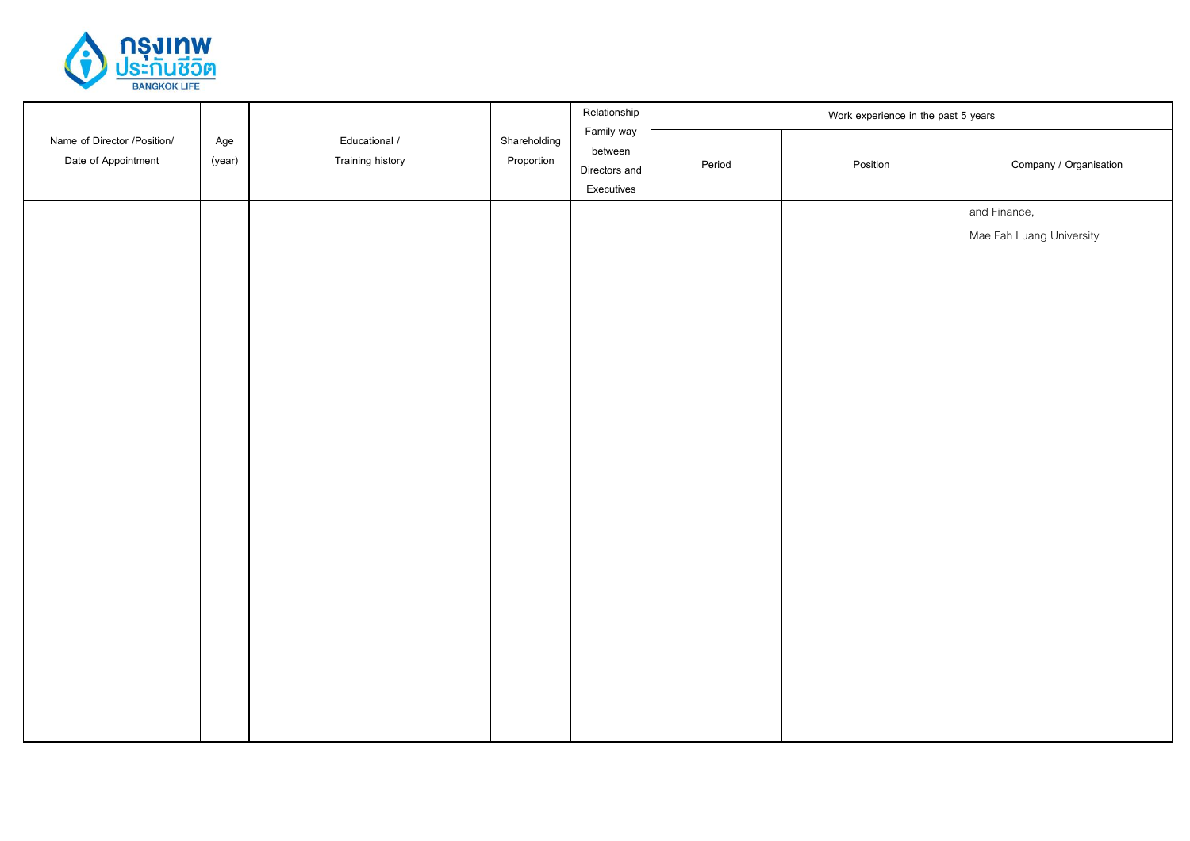| Name of Director /Position/ Date of Appointment | Age (year) | Educational / Training history | Shareholding Proportion | Relationship Family way between Directors and Executives | Work experience in the past 5 years | | |
|---|---|---|---|---|---|---|---|
| | | | | | Period | Position | Company / Organisation |
| | | | | | | | and Finance, Mae Fah Luang University |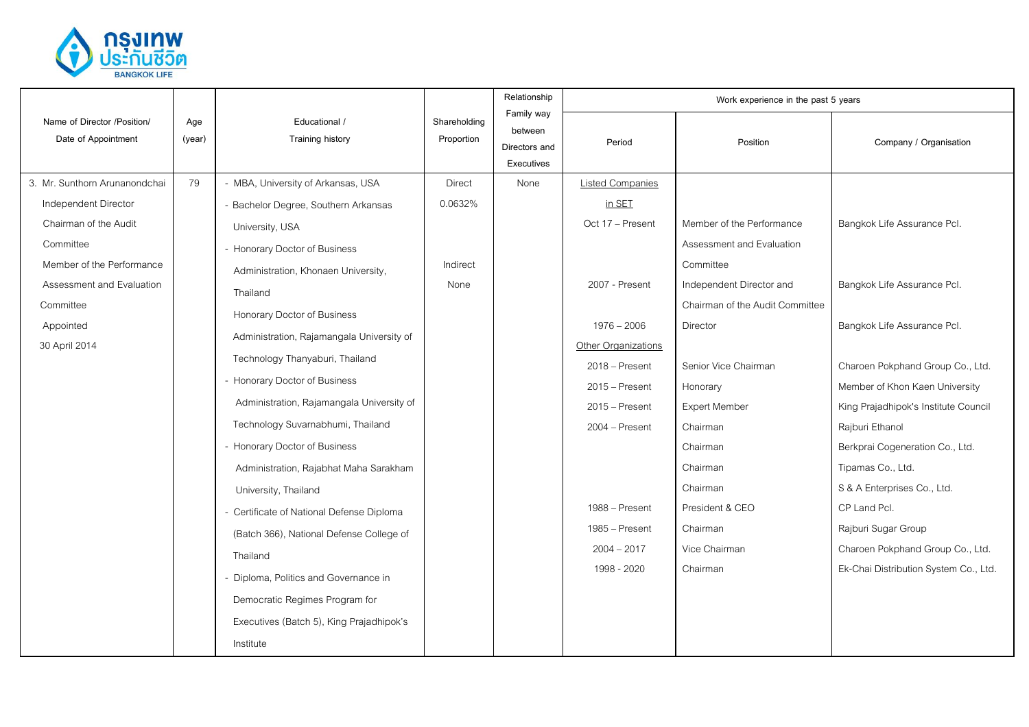| Name of Director /Position/ Date of Appointment | Age (year) | Educational / Training history | Shareholding Proportion | Relationship Family way between Directors and Executives | Work experience in the past 5 years | | |
|---|---|---|---|---|---|---|---|
| | | | | | Period | Position | Company / Organisation |
| 3. Mr. Sunthorn Arunanondchai<br>Independent Director<br>Chairman of the Audit Committee<br>Member of the Performance Assessment and Evaluation Committee<br>Appointed<br>30 April 2014 | 79 | - MBA, University of Arkansas, USA<br>- Bachelor Degree, Southern Arkansas University, USA<br>- Honorary Doctor of Business Administration, Khonaen University, Thailand<br>Honorary Doctor of Business Administration, Rajamangala University of Technology Thanyaburi, Thailand<br>- Honorary Doctor of Business Administration, Rajamangala University of Technology Suvarnabhumi, Thailand<br>- Honorary Doctor of Business Administration, Rajabhat Maha Sarakham University, Thailand<br>- Certificate of National Defense Diploma (Batch 366), National Defense College of Thailand<br>- Diploma, Politics and Governance in Democratic Regimes Program for Executives (Batch 5), King Prajadhipok's Institute | Direct<br>0.0632%<br><br>Indirect<br>None | None | Listed Companies in SET | | |
| | | | | | Oct 17 – Present | Member of the Performance Assessment and Evaluation Committee | Bangkok Life Assurance Pcl. |
| | | | | | 2007 - Present | Independent Director and Chairman of the Audit Committee | Bangkok Life Assurance Pcl. |
| | | | | | 1976 – 2006 | Director | Bangkok Life Assurance Pcl. |
| | | | | | Other Organizations | | |
| | | | | | 2018 – Present | Senior Vice Chairman | Charoen Pokphand Group Co., Ltd. |
| | | | | | 2015 – Present | Honorary | Member of Khon Kaen University |
| | | | | | 2015 – Present | Expert Member | King Prajadhipok's Institute Council |
| | | | | | 2004 – Present | Chairman | Rajburi Ethanol |
| | | | | | | Chairman | Berkprai Cogeneration Co., Ltd. |
| | | | | | | Chairman | Tipamas Co., Ltd. |
| | | | | | | Chairman | S & A Enterprises Co., Ltd. |
| | | | | | 1988 – Present | President & CEO | CP Land Pcl. |
| | | | | | 1985 – Present | Chairman | Rajburi Sugar Group |
| | | | | | 2004 – 2017 | Vice Chairman | Charoen Pokphand Group Co., Ltd. |
| | | | | | 1998 - 2020 | Chairman | Ek-Chai Distribution System Co., Ltd. |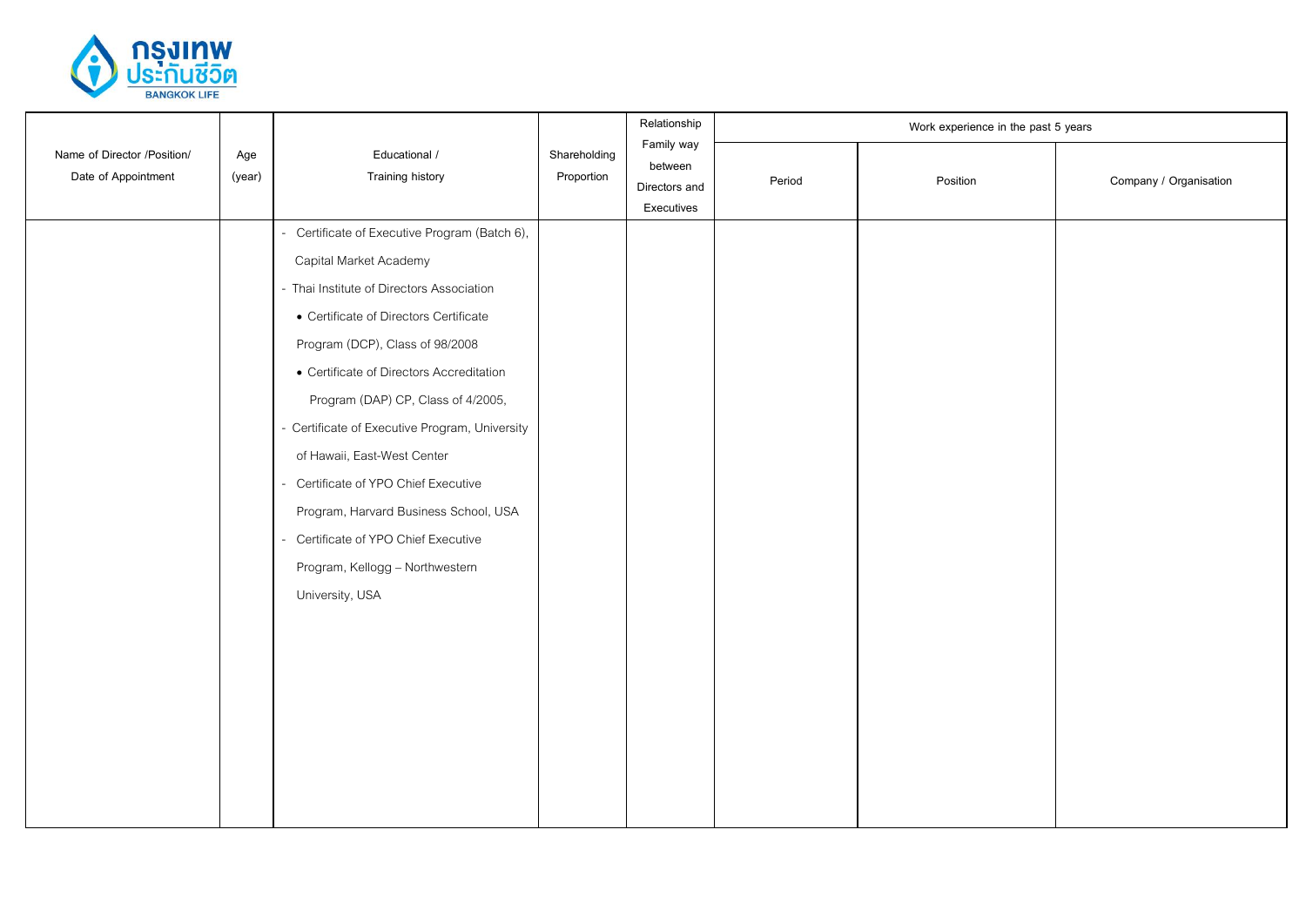| Name of Director /Position/ Date of Appointment | Age (year) | Educational / Training history | Shareholding Proportion | Relationship Family way between Directors and Executives | Work experience in the past 5 years | | |
|---|---|---|---|---|---|---|---|
| | | | | | Period | Position | Company / Organisation |
| | | - Certificate of Executive Program (Batch 6), Capital Market Academy<br>- Thai Institute of Directors Association<br>• Certificate of Directors Certificate Program (DCP), Class of 98/2008<br>• Certificate of Directors Accreditation Program (DAP) CP, Class of 4/2005,<br>- Certificate of Executive Program, University of Hawaii, East-West Center<br>- Certificate of YPO Chief Executive Program, Harvard Business School, USA<br>- Certificate of YPO Chief Executive Program, Kellogg – Northwestern University, USA | | | | | |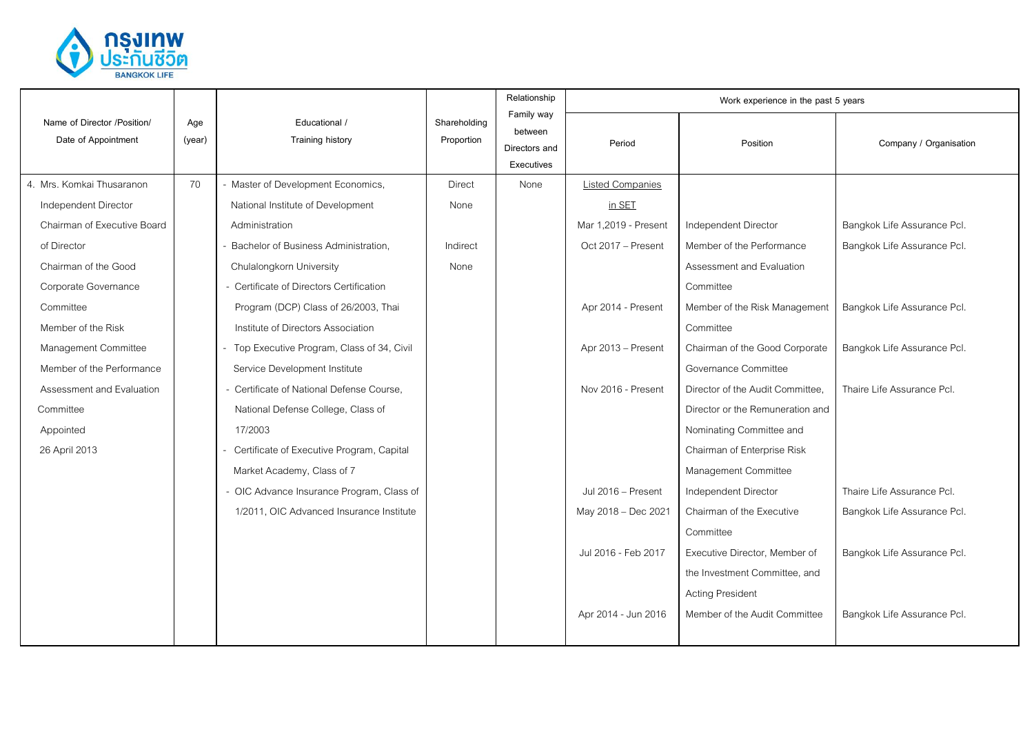| Name of Director /Position/ Date of Appointment | Age (year) | Educational / Training history | Shareholding Proportion | Relationship Family way between Directors and Executives | Work experience in the past 5 years | | |
|---|---|---|---|---|---|---|---|
| | | | | | Period | Position | Company / Organisation |
| 4. Mrs. Komkai Thusaranon<br>Independent Director<br>Chairman of Executive Board of Director<br>Chairman of the Good Corporate Governance Committee<br>Member of the Risk Management Committee<br>Member of the Performance Assessment and Evaluation Committee<br>Appointed 26 April 2013 | 70 | - Master of Development Economics, National Institute of Development Administration<br>- Bachelor of Business Administration, Chulalongkorn University<br>- Certificate of Directors Certification Program (DCP) Class of 26/2003, Thai Institute of Directors Association<br>- Top Executive Program, Class of 34, Civil Service Development Institute<br>- Certificate of National Defense Course, National Defense College, Class of 17/2003<br>- Certificate of Executive Program, Capital Market Academy, Class of 7<br>- OIC Advance Insurance Program, Class of 1/2011, OIC Advanced Insurance Institute | Direct<br>None<br><br>Indirect<br>None | None | Listed Companies in SET | | |
| | | | | | Mar 1,2019 - Present | Independent Director | Bangkok Life Assurance Pcl. |
| | | | | | Oct 2017 – Present | Member of the Performance Assessment and Evaluation Committee | Bangkok Life Assurance Pcl. |
| | | | | | Apr 2014 - Present | Member of the Risk Management Committee | Bangkok Life Assurance Pcl. |
| | | | | | Apr 2013 – Present | Chairman of the Good Corporate Governance Committee | Bangkok Life Assurance Pcl. |
| | | | | | Nov 2016 - Present | Director of the Audit Committee, Director or the Remuneration and Nominating Committee and Chairman of Enterprise Risk Management Committee | Thaire Life Assurance Pcl. |
| | | | | | Jul 2016 – Present | Independent Director | Thaire Life Assurance Pcl. |
| | | | | | May 2018 – Dec 2021 | Chairman of the Executive Committee | Bangkok Life Assurance Pcl. |
| | | | | | Jul 2016 - Feb 2017 | Executive Director, Member of the Investment Committee, and Acting President | Bangkok Life Assurance Pcl. |
| | | | | | Apr 2014 - Jun 2016 | Member of the Audit Committee | Bangkok Life Assurance Pcl. |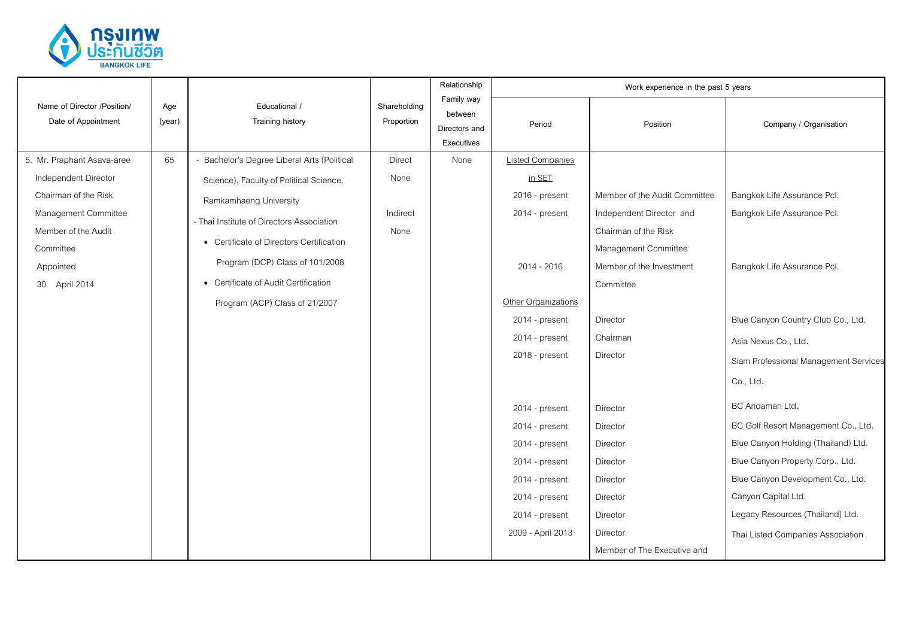| Name of Director /Position/ Date of Appointment | Age (year) | Educational / Training history | Shareholding Proportion | Relationship Family way between Directors and Executives | Work experience in the past 5 years | | |
|---|---|---|---|---|---|---|---|
| | | | | | Period | Position | Company / Organisation |
| 5. Mr. Praphant Asava-aree<br>Independent Director<br>Chairman of the Risk Management Committee<br>Member of the Audit Committee<br>Appointed<br>30 April 2014 | 65 | - Bachelor's Degree Liberal Arts (Political Science), Faculty of Political Science, Ramkamhaeng University<br>- Thai Institute of Directors Association<br>• Certificate of Directors Certification Program (DCP) Class of 101/2008<br>• Certificate of Audit Certification Program (ACP) Class of 21/2007 | Direct<br>None<br><br>Indirect<br>None | None | Listed Companies in SET | | |
| | | | | | 2016 - present | Member of the Audit Committee | Bangkok Life Assurance Pcl. |
| | | | | | 2014 - present | Independent Director and Chairman of the Risk Management Committee | Bangkok Life Assurance Pcl. |
| | | | | | 2014 - 2016 | Member of the Investment Committee | Bangkok Life Assurance Pcl. |
| | | | | | Other Organizations | | |
| | | | | | 2014 - present | Director | Blue Canyon Country Club Co., Ltd. |
| | | | | | 2014 - present | Chairman | Asia Nexus Co., Ltd. |
| | | | | | 2018 - present | Director | Siam Professional Management Services Co., Ltd. |
| | | | | | 2014 - present | Director | BC Andaman Ltd. |
| | | | | | 2014 - present | Director | BC Golf Resort Management Co., Ltd. |
| | | | | | 2014 - present | Director | Blue Canyon Holding (Thailand) Ltd. |
| | | | | | 2014 - present | Director | Blue Canyon Property Corp., Ltd. |
| | | | | | 2014 - present | Director | Blue Canyon Development Co., Ltd. |
| | | | | | 2014 - present | Director | Canyon Capital Ltd. |
| | | | | | 2014 - present | Director | Legacy Resources (Thailand) Ltd. |
| | | | | | 2009 - April 2013 | Director<br>Member of The Executive and | Thai Listed Companies Association |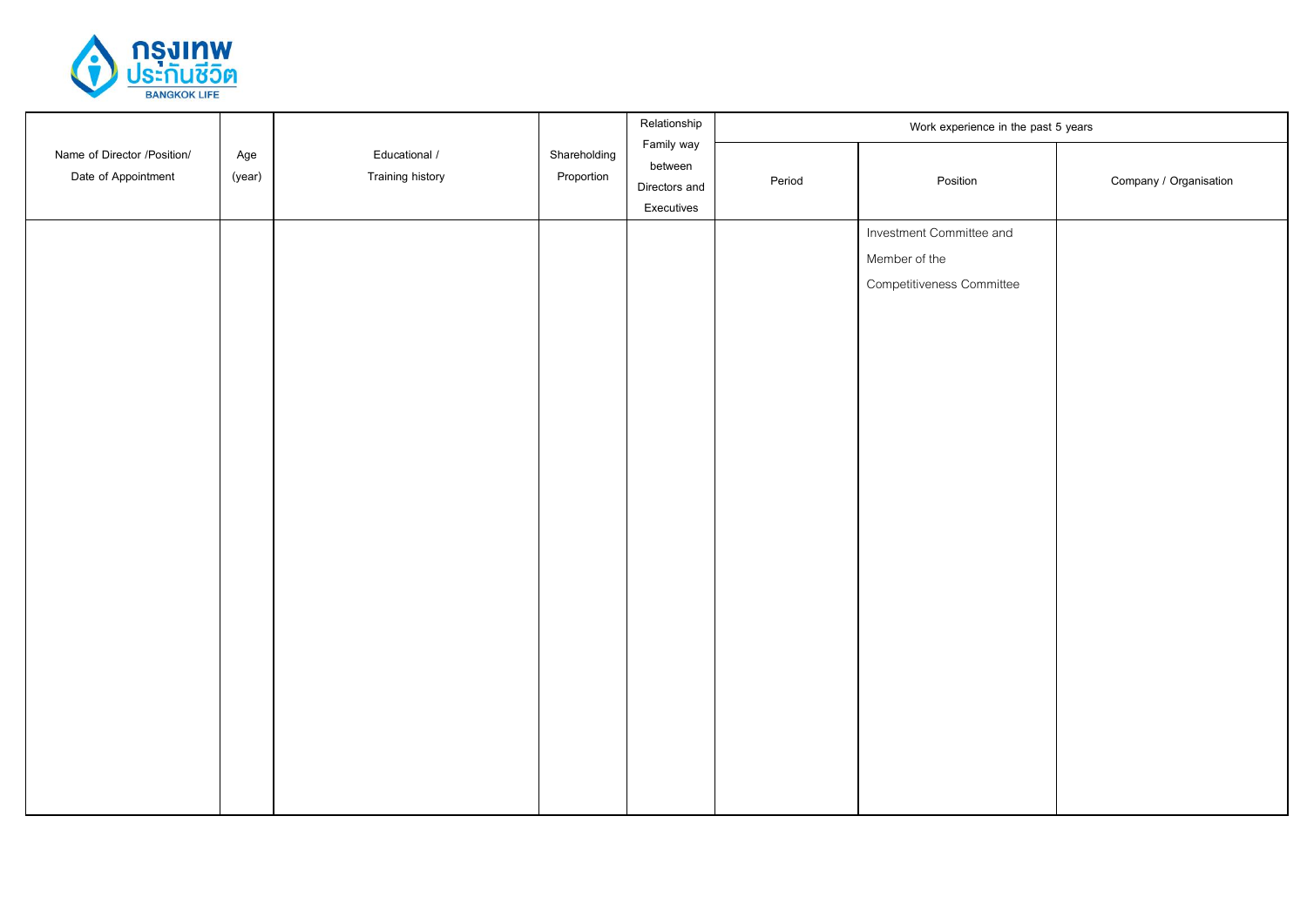| Name of Director /Position/ Date of Appointment | Age (year) | Educational / Training history | Shareholding Proportion | Relationship Family way between Directors and Executives | Work experience in the past 5 years | | |
|---|---|---|---|---|---|---|---|
| | | | | | Period | Position | Company / Organisation |
| | | | | | | Investment Committee and Member of the Competitiveness Committee | |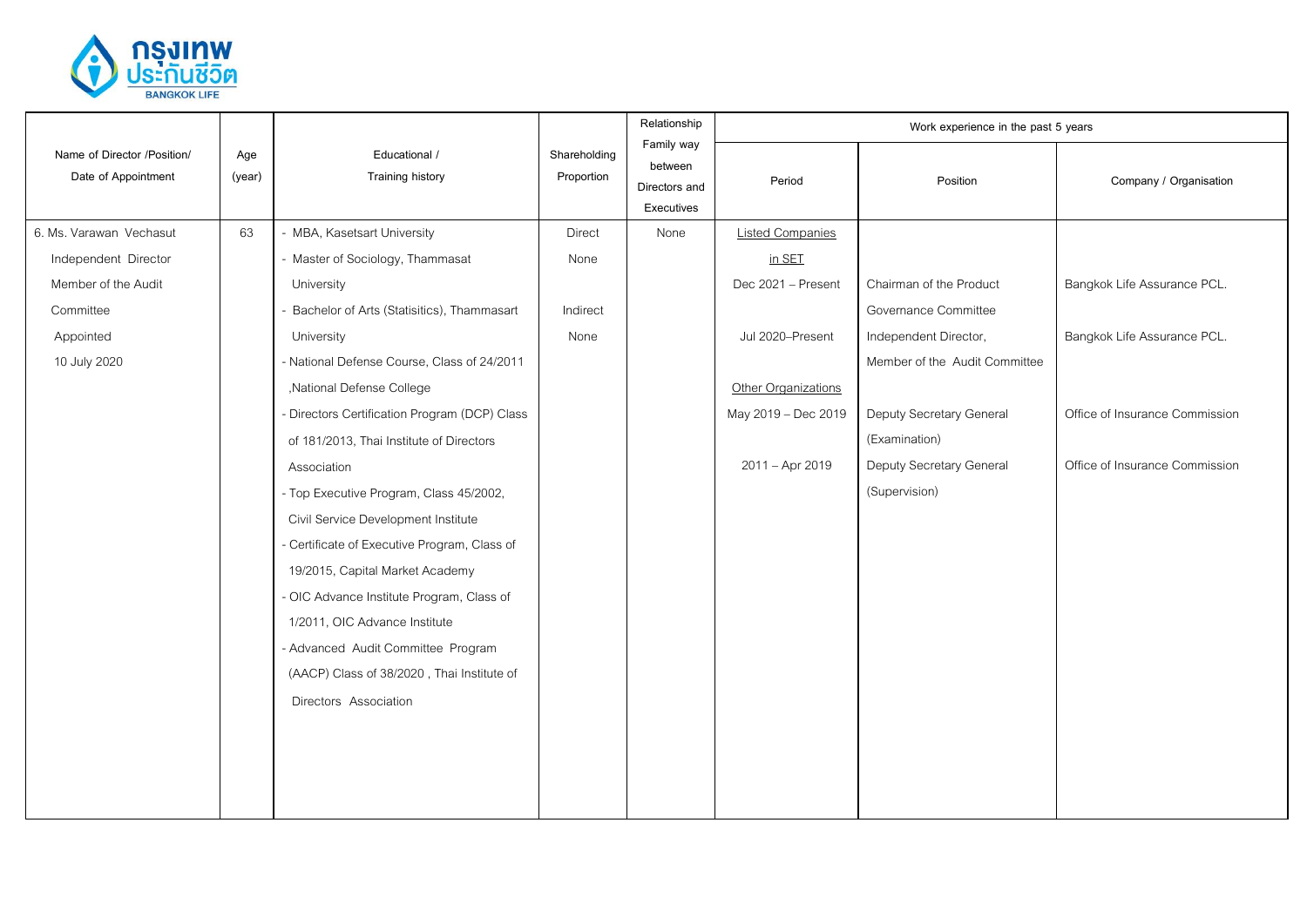| Name of Director /Position/ Date of Appointment | Age (year) | Educational / Training history | Shareholding Proportion | Relationship Family way between Directors and Executives | Work experience in the past 5 years | | |
|---|---|---|---|---|---|---|---|
| | | | | | Period | Position | Company / Organisation |
| 6. Ms. Varawan Vechasut<br>Independent Director<br>Member of the Audit Committee<br>Appointed<br>10 July 2020 | 63 | - MBA, Kasetsart University<br>- Master of Sociology, Thammasat University<br>- Bachelor of Arts (Statisitics), Thammasart University<br>- National Defense Course, Class of 24/2011 ,National Defense College<br>- Directors Certification Program (DCP) Class of 181/2013, Thai Institute of Directors Association<br>- Top Executive Program, Class 45/2002, Civil Service Development Institute<br>- Certificate of Executive Program, Class of 19/2015, Capital Market Academy<br>- OIC Advance Institute Program, Class of 1/2011, OIC Advance Institute<br>- Advanced Audit Committee Program (AACP) Class of 38/2020 , Thai Institute of Directors Association | Direct<br>None<br><br>Indirect<br>None | None | Listed Companies in SET | | |
| | | | | | Dec 2021 – Present | Chairman of the Product Governance Committee | Bangkok Life Assurance PCL. |
| | | | | | Jul 2020–Present | Independent Director, Member of the Audit Committee | Bangkok Life Assurance PCL. |
| | | | | | Other Organizations | | |
| | | | | | May 2019 – Dec 2019 | Deputy Secretary General (Examination) | Office of Insurance Commission |
| | | | | | 2011 – Apr 2019 | Deputy Secretary General (Supervision) | Office of Insurance Commission |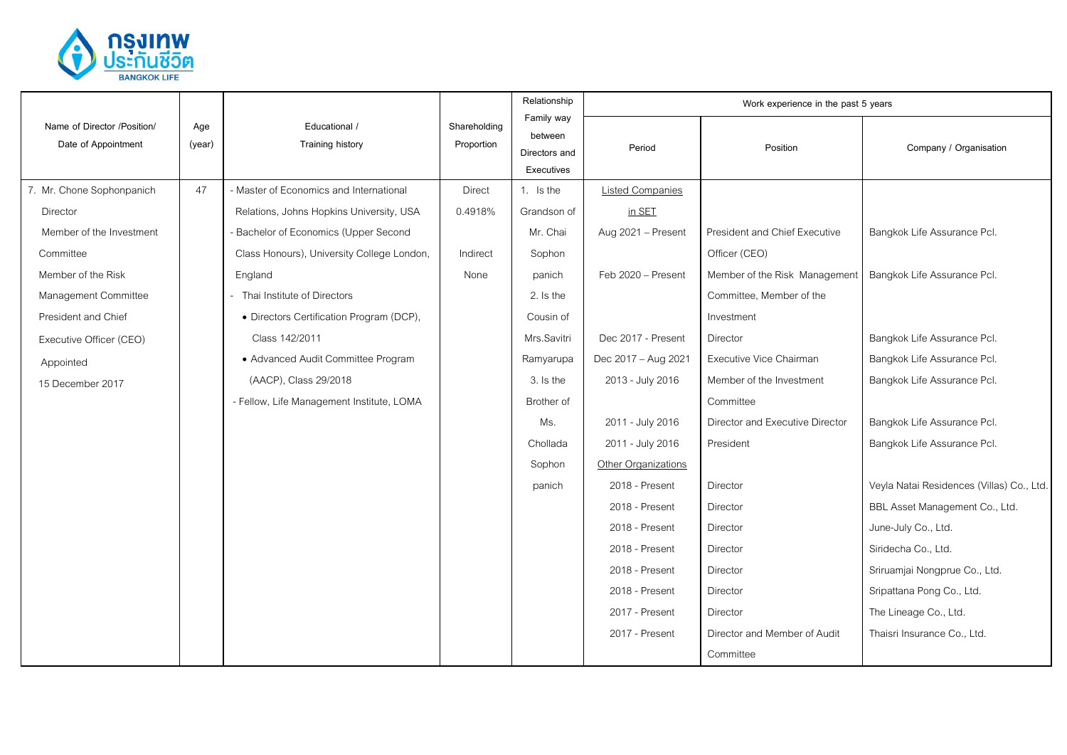| Name of Director /Position/ Date of Appointment | Age (year) | Educational / Training history | Shareholding Proportion | Relationship Family way between Directors and Executives | Work experience in the past 5 years | | |
|---|---|---|---|---|---|---|---|
| | | | | | Period | Position | Company / Organisation |
| 7. Mr. Chone Sophonpanich<br>Director<br>Member of the Investment Committee<br>Member of the Risk Management Committee<br>President and Chief Executive Officer (CEO)<br>Appointed<br>15 December 2017 | 47 | - Master of Economics and International Relations, Johns Hopkins University, USA<br>- Bachelor of Economics (Upper Second Class Honours), University College London, England<br>- Thai Institute of Directors<br>• Directors Certification Program (DCP), Class 142/2011<br>• Advanced Audit Committee Program (AACP), Class 29/2018<br>- Fellow, Life Management Institute, LOMA | Direct<br>0.4918%<br><br>Indirect<br>None | 1. Is the Grandson of Mr. Chai Sophonpanich<br>2. Is the Cousin of Mrs.Savitri Ramyarupa<br>3. Is the Brother of Ms. Chollada Sophonpanich | Listed Companies in SET | | |
| | | | | | Aug 2021 – Present | President and Chief Executive Officer (CEO) | Bangkok Life Assurance Pcl. |
| | | | | | Feb 2020 – Present | Member of the Risk Management Committee, Member of the Investment | Bangkok Life Assurance Pcl. |
| | | | | | Dec 2017 - Present | Director | Bangkok Life Assurance Pcl. |
| | | | | | Dec 2017 – Aug 2021 | Executive Vice Chairman | Bangkok Life Assurance Pcl. |
| | | | | | 2013 - July 2016 | Member of the Investment Committee | Bangkok Life Assurance Pcl. |
| | | | | | 2011 - July 2016 | Director and Executive Director | Bangkok Life Assurance Pcl. |
| | | | | | 2011 - July 2016 | President | Bangkok Life Assurance Pcl. |
| | | | | | Other Organizations | | |
| | | | | | 2018 - Present | Director | Veyla Natai Residences (Villas) Co., Ltd. |
| | | | | | 2018 - Present | Director | BBL Asset Management Co., Ltd. |
| | | | | | 2018 - Present | Director | June-July Co., Ltd. |
| | | | | | 2018 - Present | Director | Siridecha Co., Ltd. |
| | | | | | 2018 - Present | Director | Sriruamjai Nongprue Co., Ltd. |
| | | | | | 2018 - Present | Director | Sripattana Pong Co., Ltd. |
| | | | | | 2017 - Present | Director | The Lineage Co., Ltd. |
| | | | | | 2017 - Present | Director and Member of Audit Committee | Thaisri Insurance Co., Ltd. |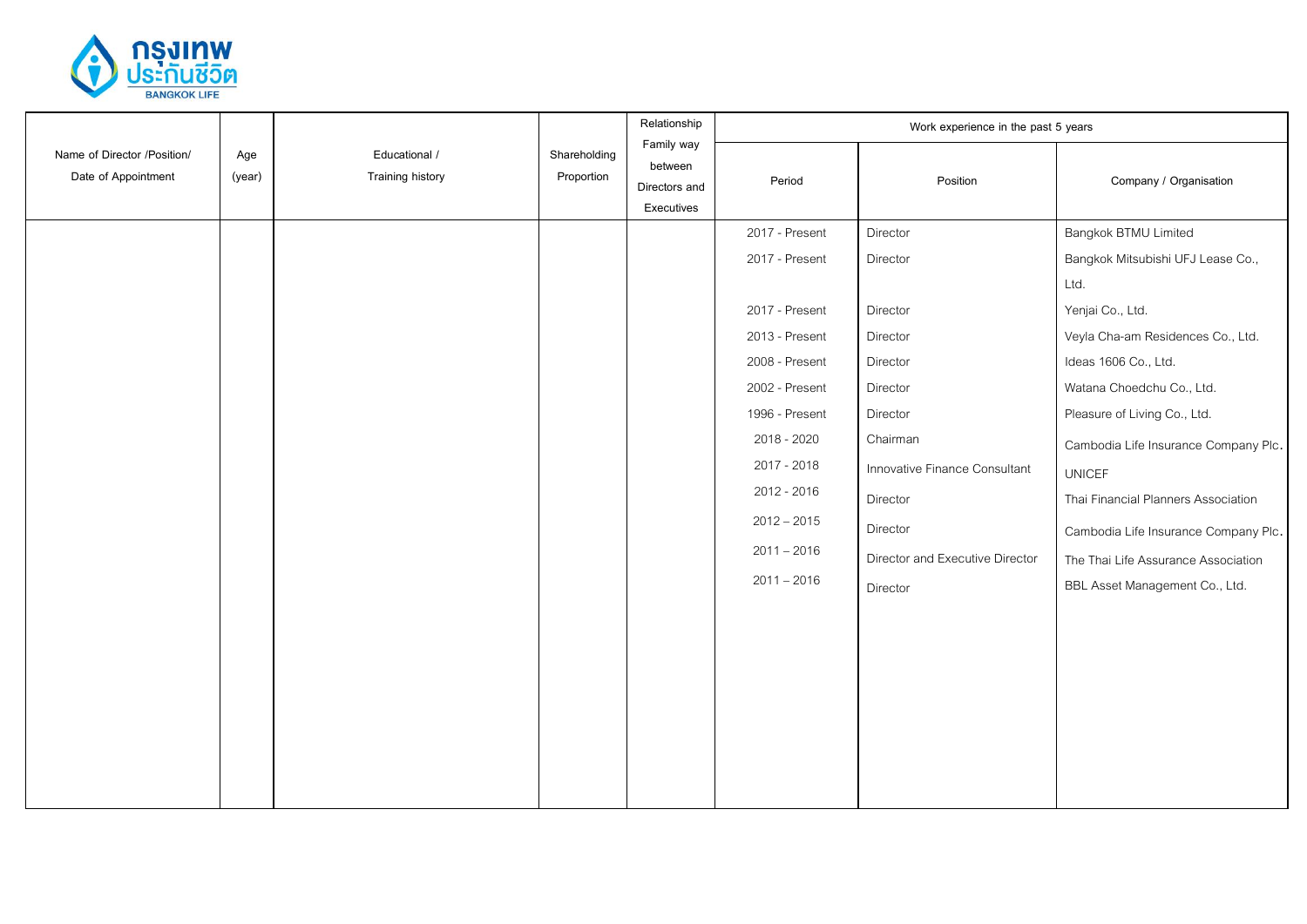| Name of Director /Position/ Date of Appointment | Age (year) | Educational / Training history | Shareholding Proportion | Relationship Family way between Directors and Executives | Work experience in the past 5 years | | |
|---|---|---|---|---|---|---|---|
| | | | | | Period | Position | Company / Organisation |
| | | | | | 2017 - Present | Director | Bangkok BTMU Limited |
| | | | | | 2017 - Present | Director | Bangkok Mitsubishi UFJ Lease Co., Ltd. |
| | | | | | 2017 - Present | Director | Yenjai Co., Ltd. |
| | | | | | 2013 - Present | Director | Veyla Cha-am Residences Co., Ltd. |
| | | | | | 2008 - Present | Director | Ideas 1606 Co., Ltd. |
| | | | | | 2002 - Present | Director | Watana Choedchu Co., Ltd. |
| | | | | | 1996 - Present | Director | Pleasure of Living Co., Ltd. |
| | | | | | 2018 - 2020 | Chairman | Cambodia Life Insurance Company Plc. |
| | | | | | 2017 - 2018 | Innovative Finance Consultant | UNICEF |
| | | | | | 2012 - 2016 | Director | Thai Financial Planners Association |
| | | | | | 2012 – 2015 | Director | Cambodia Life Insurance Company Plc. |
| | | | | | 2011 – 2016 | Director and Executive Director | The Thai Life Assurance Association |
| | | | | | 2011 – 2016 | Director | BBL Asset Management Co., Ltd. |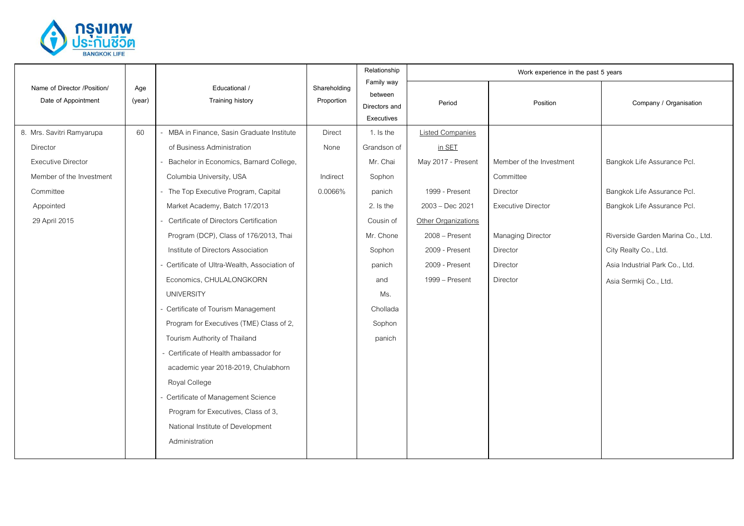| Name of Director /Position/ Date of Appointment | Age (year) | Educational / Training history | Shareholding Proportion | Relationship Family way between Directors and Executives | Work experience in the past 5 years | | |
|---|---|---|---|---|---|---|---|
| | | | | | Period | Position | Company / Organisation |
| 8. Mrs. Savitri Ramyarupa<br>Director<br>Executive Director<br>Member of the Investment Committee<br>Appointed<br>29 April 2015 | 60 | - MBA in Finance, Sasin Graduate Institute of Business Administration<br>- Bachelor in Economics, Barnard College, Columbia University, USA<br>- The Top Executive Program, Capital Market Academy, Batch 17/2013<br>- Certificate of Directors Certification Program (DCP), Class of 176/2013, Thai Institute of Directors Association<br>- Certificate of Ultra-Wealth, Association of Economics, CHULALONGKORN UNIVERSITY<br>- Certificate of Tourism Management Program for Executives (TME) Class of 2, Tourism Authority of Thailand<br>- Certificate of Health ambassador for academic year 2018-2019, Chulabhorn Royal College<br>- Certificate of Management Science Program for Executives, Class of 3, National Institute of Development Administration | Direct<br>None<br><br>Indirect<br>0.0066% | 1. Is the Grandson of Mr. Chai Sophonpanich<br>2. Is the Cousin of Mr. Chone Sophonpanich and Ms. Chollada Sophonpanich | Listed Companies in SET<br>May 2017 - Present<br><br>1999 - Present<br>2003 – Dec 2021<br>Other Organizations<br>2008 – Present<br>2009 - Present<br>2009 - Present<br>1999 – Present | <br><br>Member of the Investment Committee<br>Director<br>Executive Director<br><br>Managing Director<br>Director<br>Director<br>Director | <br><br>Bangkok Life Assurance Pcl.<br><br>Bangkok Life Assurance Pcl.<br>Bangkok Life Assurance Pcl.<br><br>Riverside Garden Marina Co., Ltd.<br>City Realty Co., Ltd.<br>Asia Industrial Park Co., Ltd.<br>Asia Sermkij Co., Ltd. |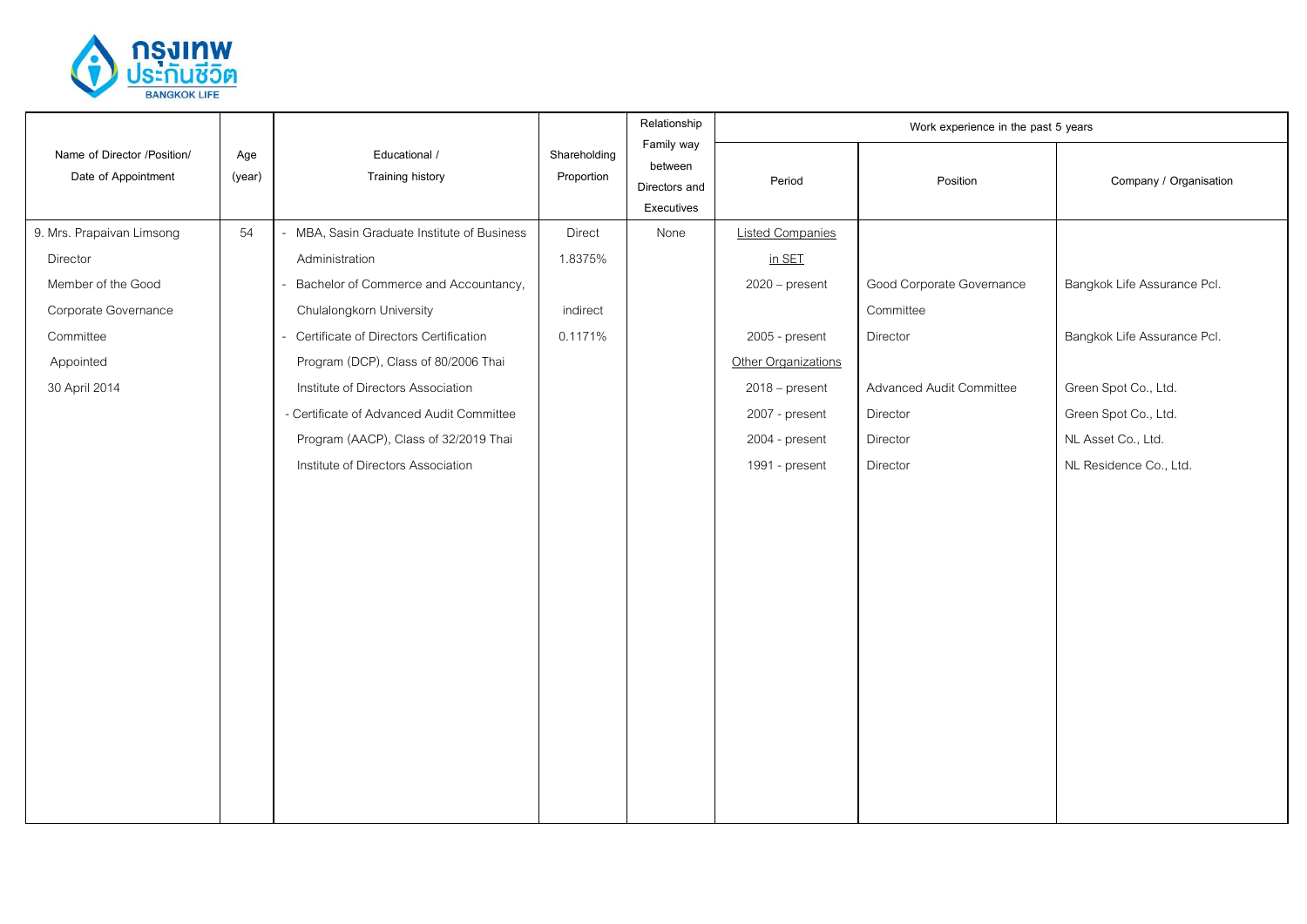| Name of Director /Position/ Date of Appointment | Age (year) | Educational / Training history | Shareholding Proportion | Relationship Family way between Directors and Executives | Work experience in the past 5 years | | |
|---|---|---|---|---|---|---|---|
| | | | | | Period | Position | Company / Organisation |
| 9. Mrs. Prapaivan Limsong<br>Director<br>Member of the Good Corporate Governance Committee<br>Appointed<br>30 April 2014 | 54 | - MBA, Sasin Graduate Institute of Business Administration<br>- Bachelor of Commerce and Accountancy, Chulalongkorn University<br>- Certificate of Directors Certification Program (DCP), Class of 80/2006 Thai Institute of Directors Association<br>- Certificate of Advanced Audit Committee Program (AACP), Class of 32/2019 Thai Institute of Directors Association | Direct<br>1.8375%<br><br>indirect<br>0.1171% | None | Listed Companies in SET | | |
| | | | | | 2020 – present | Good Corporate Governance Committee | Bangkok Life Assurance Pcl. |
| | | | | | 2005 - present | Director | Bangkok Life Assurance Pcl. |
| | | | | | Other Organizations | | |
| | | | | | 2018 – present | Advanced Audit Committee | Green Spot Co., Ltd. |
| | | | | | 2007 - present | Director | Green Spot Co., Ltd. |
| | | | | | 2004 - present | Director | NL Asset Co., Ltd. |
| | | | | | 1991 - present | Director | NL Residence Co., Ltd. |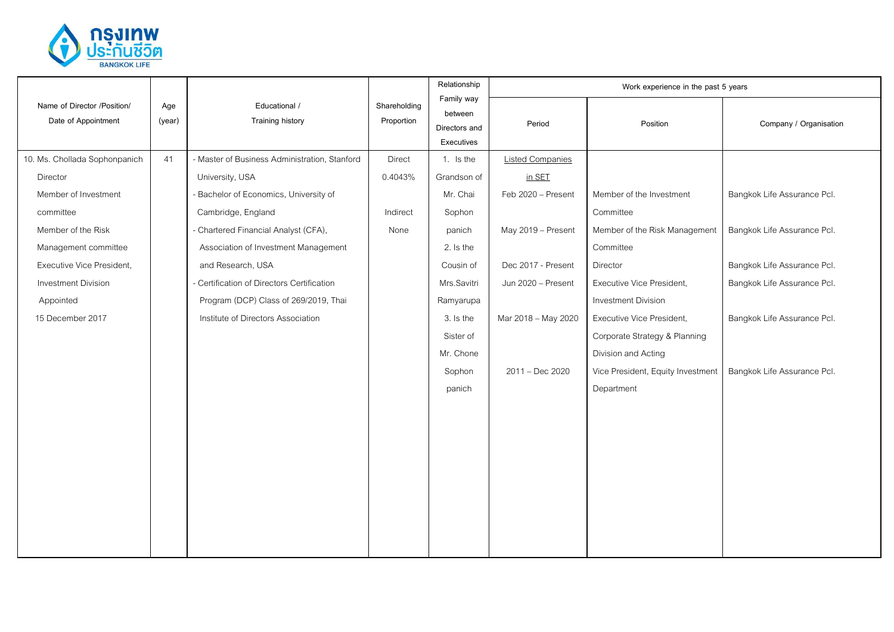| Name of Director /Position/ Date of Appointment | Age (year) | Educational / Training history | Shareholding Proportion | Relationship Family way between Directors and Executives | Work experience in the past 5 years | | |
|---|---|---|---|---|---|---|---|
| | | | | | Period | Position | Company / Organisation |
| 10. Ms. Chollada Sophonpanich<br>Director<br>Member of Investment committee<br>Member of the Risk Management committee<br>Executive Vice President, Investment Division<br>Appointed 15 December 2017 | 41 | - Master of Business Administration, Stanford University, USA<br>- Bachelor of Economics, University of Cambridge, England<br>- Chartered Financial Analyst (CFA), Association of Investment Management and Research, USA<br>- Certification of Directors Certification Program (DCP) Class of 269/2019, Thai Institute of Directors Association | Direct 0.4043%<br><br>Indirect None | 1. Is the Grandson of Mr. Chai Sophonpanich<br>2. Is the Cousin of Mrs.Savitri Ramyarupa<br>3. Is the Sister of Mr. Chone Sophonpanich | Listed Companies in SET | | |
| | | | | | Feb 2020 – Present | Member of the Investment Committee | Bangkok Life Assurance Pcl. |
| | | | | | May 2019 – Present | Member of the Risk Management Committee | Bangkok Life Assurance Pcl. |
| | | | | | Dec 2017 - Present | Director | Bangkok Life Assurance Pcl. |
| | | | | | Jun 2020 – Present | Executive Vice President, Investment Division | Bangkok Life Assurance Pcl. |
| | | | | | Mar 2018 – May 2020 | Executive Vice President, Corporate Strategy & Planning Division and Acting | Bangkok Life Assurance Pcl. |
| | | | | | 2011 – Dec 2020 | Vice President, Equity Investment Department | Bangkok Life Assurance Pcl. |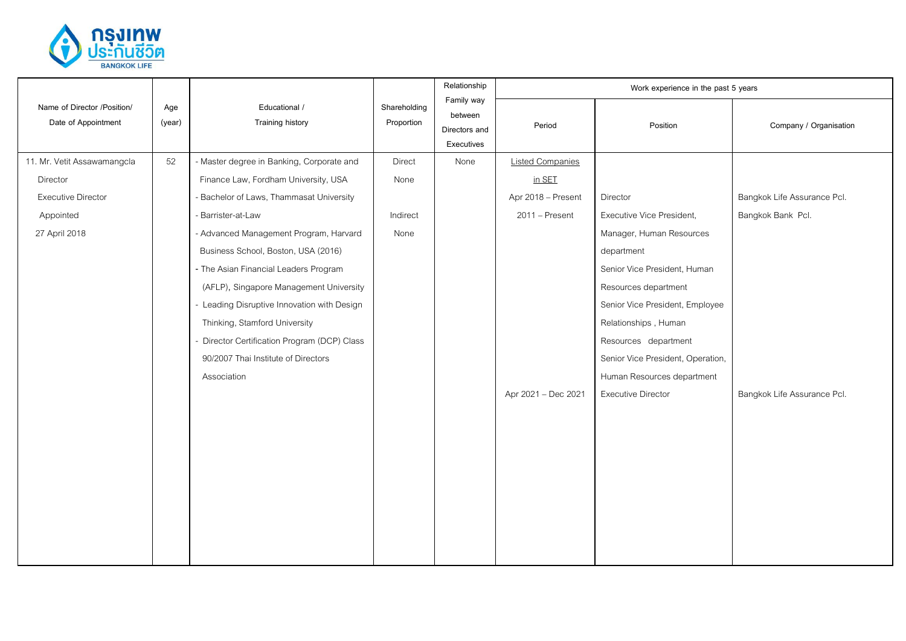| Name of Director /Position/ Date of Appointment | Age (year) | Educational / Training history | Shareholding Proportion | Relationship Family way between Directors and Executives | Work experience in the past 5 years | | |
|---|---|---|---|---|---|---|---|
| | | | | | Period | Position | Company / Organisation |
| 11. Mr. Vetit Assawamangcla<br>Director<br>Executive Director<br>Appointed<br>27 April 2018 | 52 | - Master degree in Banking, Corporate and Finance Law, Fordham University, USA<br>- Bachelor of Laws, Thammasat University<br>- Barrister-at-Law<br>- Advanced Management Program, Harvard Business School, Boston, USA (2016)<br>- The Asian Financial Leaders Program (AFLP), Singapore Management University<br>- Leading Disruptive Innovation with Design Thinking, Stamford University<br>- Director Certification Program (DCP) Class 90/2007 Thai Institute of Directors Association | Direct<br>None<br><br>Indirect<br>None | None | Listed Companies in SET | | |
| | | | | | Apr 2018 – Present | Director | Bangkok Life Assurance Pcl. |
| | | | | | 2011 – Present | Executive Vice President, Manager, Human Resources department<br>Senior Vice President, Human Resources department<br>Senior Vice President, Employee Relationships , Human Resources department<br>Senior Vice President, Operation, Human Resources department | Bangkok Bank Pcl. |
| | | | | | Apr 2021 – Dec 2021 | Executive Director | Bangkok Life Assurance Pcl. |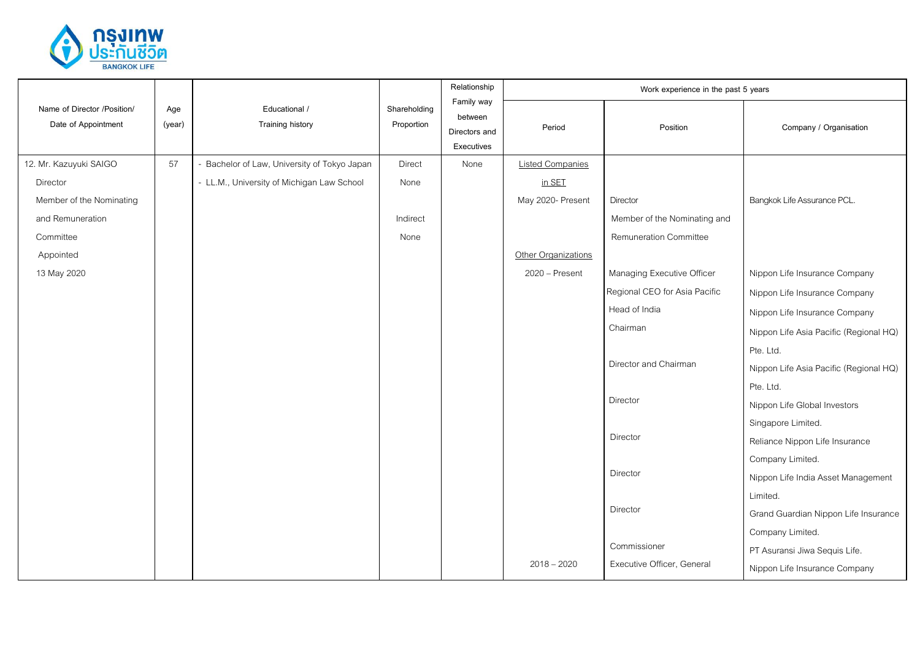| Name of Director /Position/ Date of Appointment | Age (year) | Educational / Training history | Shareholding Proportion | Relationship Family way between Directors and Executives | Work experience in the past 5 years | | |
|---|---|---|---|---|---|---|---|
| | | | | | Period | Position | Company / Organisation |
| 12. Mr. Kazuyuki SAIGO | 57 | - Bachelor of Law, University of Tokyo Japan | Direct | None | Listed Companies in SET | | |
| Director | | - LL.M., University of Michigan Law School | None | | | | |
| Member of the Nominating and Remuneration Committee | | | | | May 2020- Present | Director<br>Member of the Nominating and Remuneration Committee | Bangkok Life Assurance PCL. |
| Appointed 13 May 2020 | | | Indirect<br>None | | | | |
| | | | | | Other Organizations | | |
| | | | | | 2020 – Present | Managing Executive Officer | Nippon Life Insurance Company |
| | | | | | | Regional CEO for Asia Pacific | Nippon Life Insurance Company |
| | | | | | | Head of India | Nippon Life Insurance Company |
| | | | | | | Chairman | Nippon Life Asia Pacific (Regional HQ) Pte. Ltd. |
| | | | | | | Director and Chairman | Nippon Life Asia Pacific (Regional HQ) Pte. Ltd. |
| | | | | | | Director | Nippon Life Global Investors Singapore Limited. |
| | | | | | | Director | Reliance Nippon Life Insurance Company Limited. |
| | | | | | | Director | Nippon Life India Asset Management Limited. |
| | | | | | | Director | Grand Guardian Nippon Life Insurance Company Limited. |
| | | | | | | Commissioner | PT Asuransi Jiwa Sequis Life. |
| | | | | | 2018 – 2020 | Executive Officer, General | Nippon Life Insurance Company |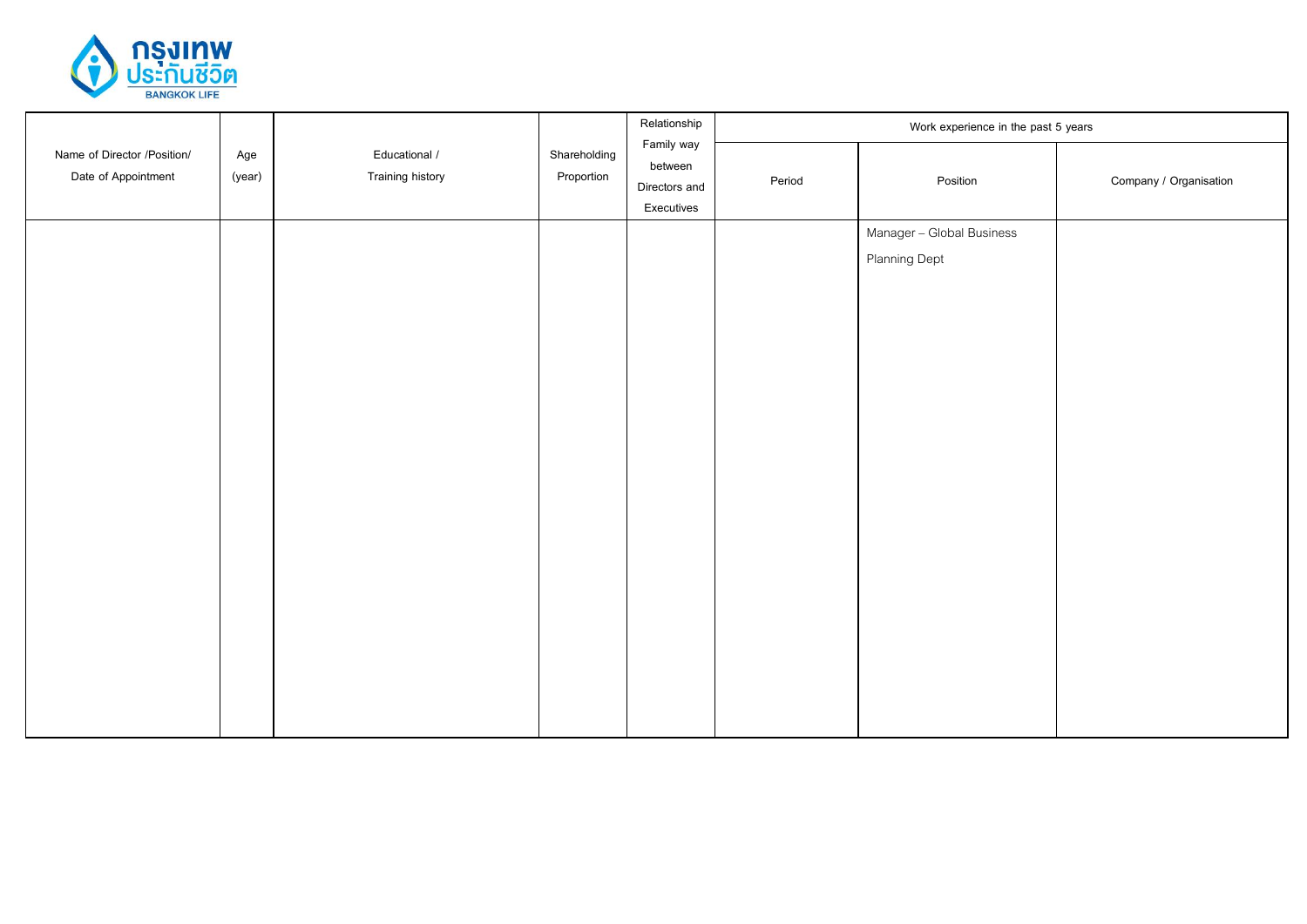| Name of Director /Position/ Date of Appointment | Age (year) | Educational / Training history | Shareholding Proportion | Relationship Family way between Directors and Executives | Work experience in the past 5 years | | |
|---|---|---|---|---|---|---|---|
| | | | | | Period | Position | Company / Organisation |
| | | | | | | Manager – Global Business Planning Dept | |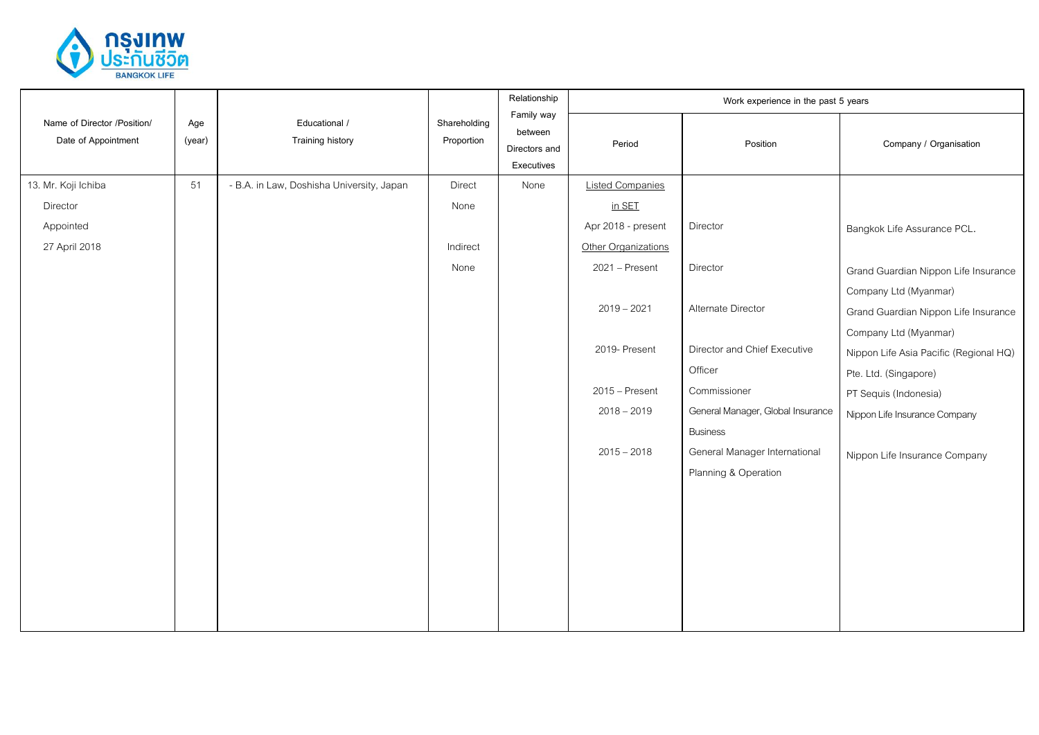| Name of Director /Position/ Date of Appointment | Age (year) | Educational / Training history | Shareholding Proportion | Relationship Family way between Directors and Executives | Work experience in the past 5 years | | |
|---|---|---|---|---|---|---|---|
| | | | | | Period | Position | Company / Organisation |
| 13. Mr. Koji Ichiba | 51 | - B.A. in Law, Doshisha University, Japan | Direct | None | Listed Companies in SET | | |
| Director | | | None | | Apr 2018 - present | Director | Bangkok Life Assurance PCL. |
| Appointed | | | Indirect | | Other Organizations | | |
| 27 April 2018 | | | None | | 2021 – Present | Director | Grand Guardian Nippon Life Insurance Company Ltd (Myanmar) |
| | | | | | 2019 – 2021 | Alternate Director | Grand Guardian Nippon Life Insurance Company Ltd (Myanmar) |
| | | | | | 2019- Present | Director and Chief Executive Officer | Nippon Life Asia Pacific (Regional HQ) Pte. Ltd. (Singapore) |
| | | | | | 2015 – Present | Commissioner | PT Sequis (Indonesia) |
| | | | | | 2018 – 2019 | General Manager, Global Insurance Business | Nippon Life Insurance Company |
| | | | | | 2015 – 2018 | General Manager International Planning & Operation | Nippon Life Insurance Company |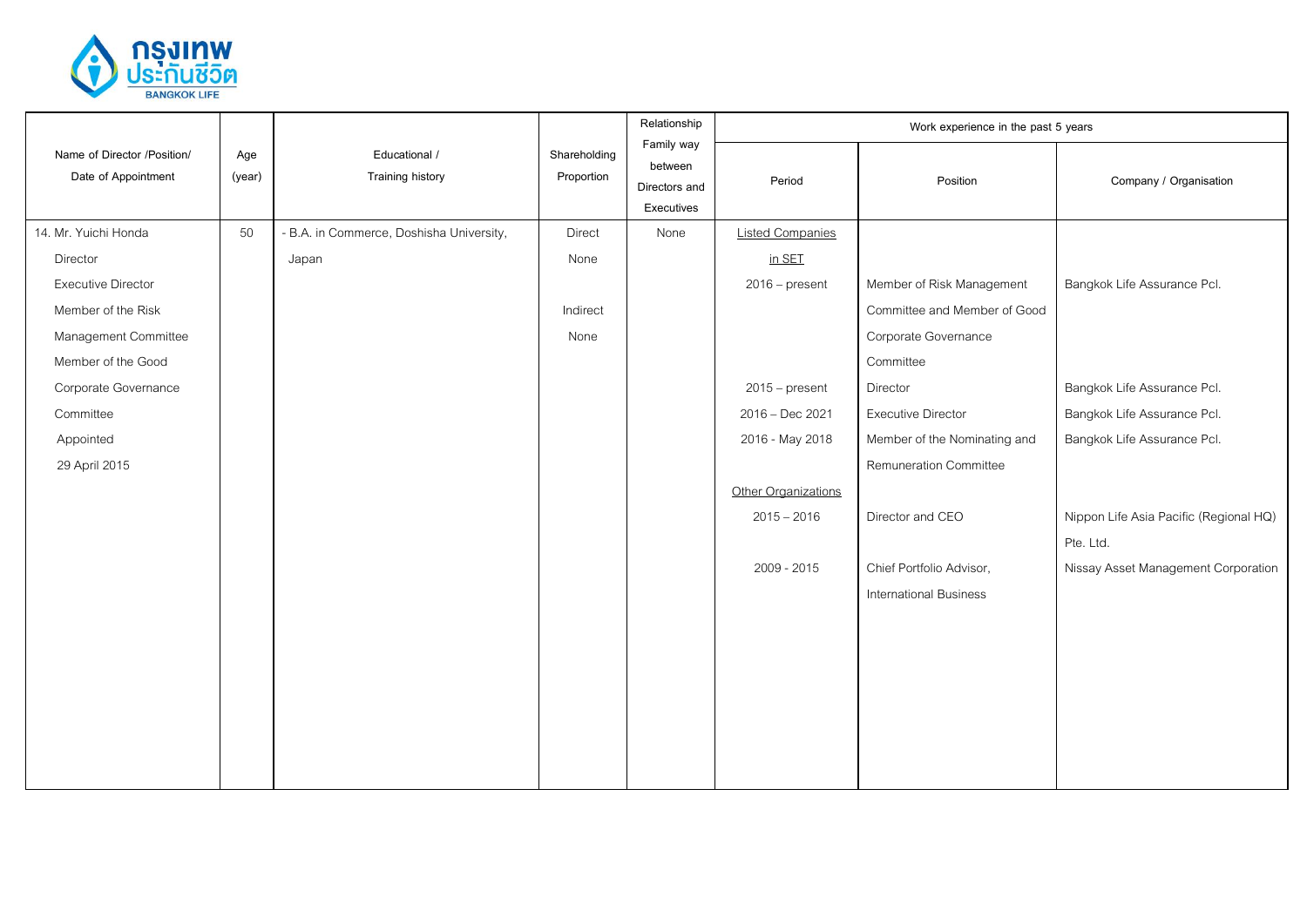| Name of Director /Position/ Date of Appointment | Age (year) | Educational / Training history | Shareholding Proportion | Relationship Family way between Directors and Executives | Work experience in the past 5 years | | |
|---|---|---|---|---|---|---|---|
| | | | | | Period | Position | Company / Organisation |
| 14. Mr. Yuichi Honda<br>Director<br>Executive Director<br>Member of the Risk Management Committee<br>Member of the Good Corporate Governance Committee<br>Appointed<br>29 April 2015 | 50 | - B.A. in Commerce, Doshisha University, Japan | Direct<br>None<br><br>Indirect<br>None | None | Listed Companies in SET | | |
| | | | | | 2016 – present | Member of Risk Management Committee and Member of Good Corporate Governance Committee | Bangkok Life Assurance Pcl. |
| | | | | | 2015 – present | Director | Bangkok Life Assurance Pcl. |
| | | | | | 2016 – Dec 2021 | Executive Director | Bangkok Life Assurance Pcl. |
| | | | | | 2016 - May 2018 | Member of the Nominating and Remuneration Committee | Bangkok Life Assurance Pcl. |
| | | | | | Other Organizations | | |
| | | | | | 2015 – 2016 | Director and CEO | Nippon Life Asia Pacific (Regional HQ) Pte. Ltd. |
| | | | | | 2009 - 2015 | Chief Portfolio Advisor, International Business | Nissay Asset Management Corporation |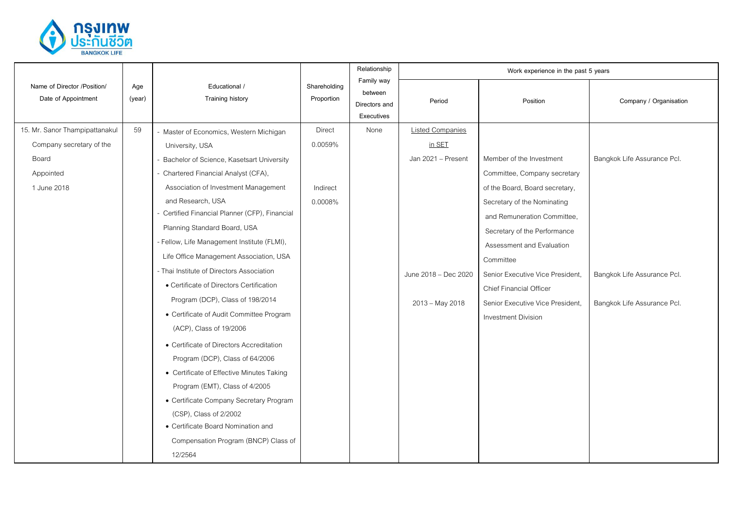| Name of Director /Position/ Date of Appointment | Age (year) | Educational / Training history | Shareholding Proportion | Relationship Family way between Directors and Executives | Work experience in the past 5 years | | |
|---|---|---|---|---|---|---|---|
| | | | | | Period | Position | Company / Organisation |
| 15. Mr. Sanor Thampipattanakul<br>Company secretary of the Board<br>Appointed<br>1 June 2018 | 59 | - Master of Economics, Western Michigan University, USA<br>- Bachelor of Science, Kasetsart University<br>- Chartered Financial Analyst (CFA), Association of Investment Management and Research, USA<br>- Certified Financial Planner (CFP), Financial Planning Standard Board, USA<br>- Fellow, Life Management Institute (FLMI), Life Office Management Association, USA<br>- Thai Institute of Directors Association<br>• Certificate of Directors Certification Program (DCP), Class of 198/2014<br>• Certificate of Audit Committee Program (ACP), Class of 19/2006<br>• Certificate of Directors Accreditation Program (DCP), Class of 64/2006<br>• Certificate of Effective Minutes Taking Program (EMT), Class of 4/2005<br>• Certificate Company Secretary Program (CSP), Class of 2/2002<br>• Certificate Board Nomination and Compensation Program (BNCP) Class of 12/2564 | Direct<br>0.0059%<br><br>Indirect<br>0.0008% | None | Listed Companies in SET<br>Jan 2021 – Present<br><br>June 2018 – Dec 2020<br><br>2013 – May 2018 | <br><br>Member of the Investment Committee, Company secretary of the Board, Board secretary, Secretary of the Nominating and Remuneration Committee, Secretary of the Performance Assessment and Evaluation Committee<br><br>Senior Executive Vice President, Chief Financial Officer<br><br>Senior Executive Vice President, Investment Division | <br><br>Bangkok Life Assurance Pcl.<br><br>Bangkok Life Assurance Pcl.<br><br>Bangkok Life Assurance Pcl. |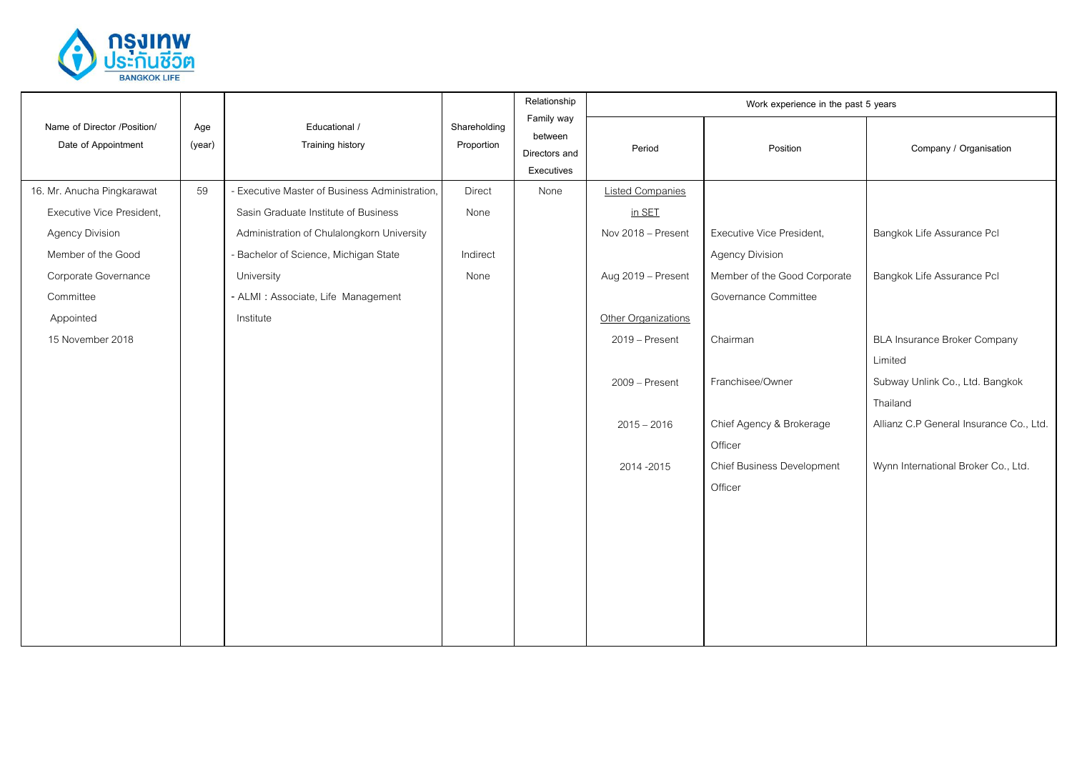| Name of Director /Position/ Date of Appointment | Age (year) | Educational / Training history | Shareholding Proportion | Relationship Family way between Directors and Executives | Work experience in the past 5 years | | |
|---|---|---|---|---|---|---|---|
| | | | | | Period | Position | Company / Organisation |
| 16. Mr. Anucha Pingkarawat Executive Vice President, Agency Division Member of the Good Corporate Governance Committee Appointed 15 November 2018 | 59 | - Executive Master of Business Administration, Sasin Graduate Institute of Business Administration of Chulalongkorn University<br>- Bachelor of Science, Michigan State University<br>- ALMI : Associate, Life Management Institute | Direct None<br><br>Indirect None | None | Listed Companies in SET | | |
| | | | | | Nov 2018 – Present | Executive Vice President, Agency Division | Bangkok Life Assurance Pcl |
| | | | | | Aug 2019 – Present | Member of the Good Corporate Governance Committee | Bangkok Life Assurance Pcl |
| | | | | | Other Organizations | | |
| | | | | | 2019 – Present | Chairman | BLA Insurance Broker Company Limited |
| | | | | | 2009 – Present | Franchisee/Owner | Subway Unlink Co., Ltd. Bangkok Thailand |
| | | | | | 2015 – 2016 | Chief Agency & Brokerage Officer | Allianz C.P General Insurance Co., Ltd. |
| | | | | | 2014 -2015 | Chief Business Development Officer | Wynn International Broker Co., Ltd. |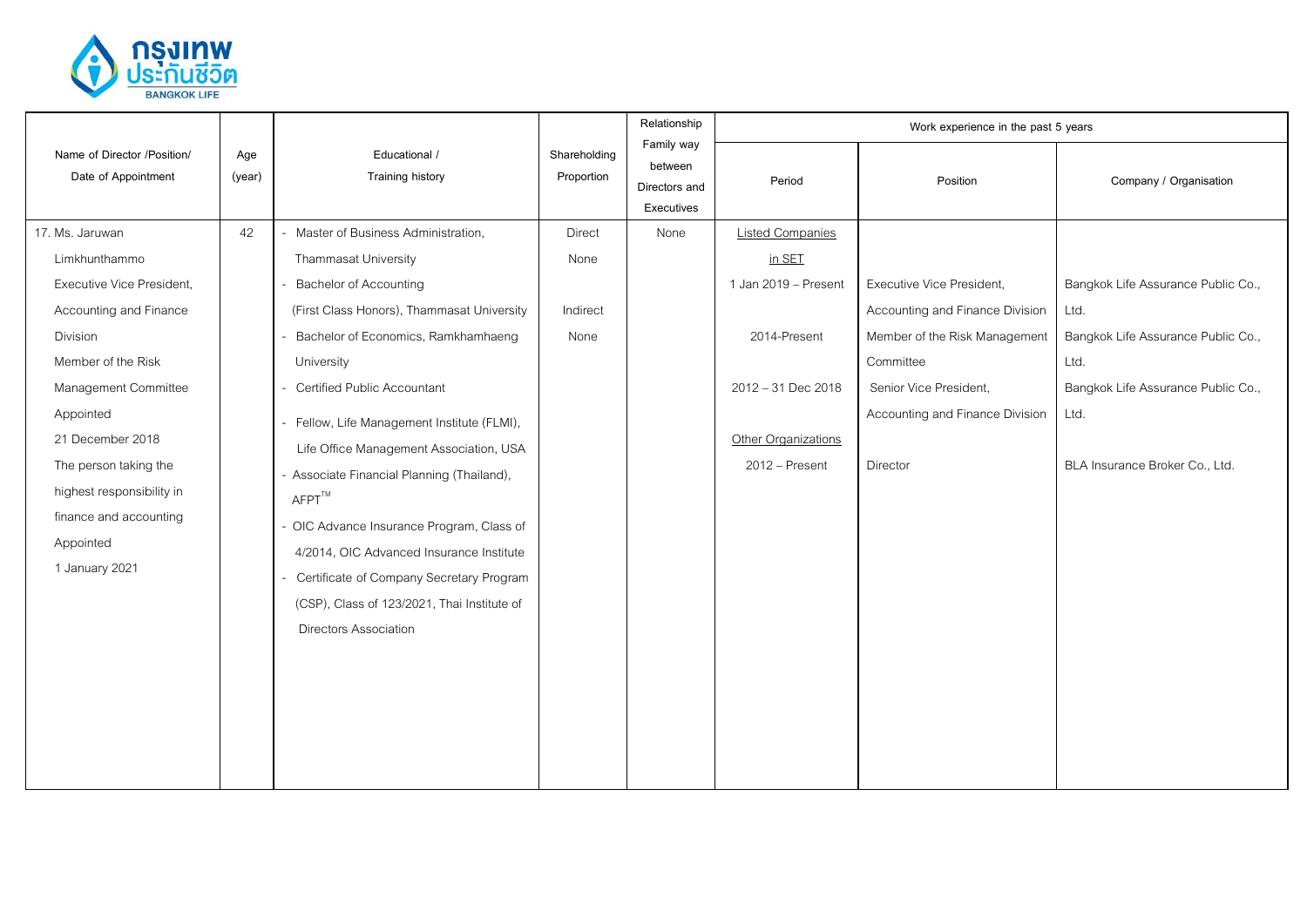| Name of Director /Position/ Date of Appointment | Age (year) | Educational / Training history | Shareholding Proportion | Relationship Family way between Directors and Executives | Work experience in the past 5 years | | |
|---|---|---|---|---|---|---|---|
| | | | | | Period | Position | Company / Organisation |
| 17. Ms. Jaruwan Limkhunthammo<br>Executive Vice President, Accounting and Finance Division<br>Member of the Risk Management Committee<br>Appointed 21 December 2018<br>The person taking the highest responsibility in finance and accounting<br>Appointed 1 January 2021 | 42 | - Master of Business Administration, Thammasat University<br>- Bachelor of Accounting (First Class Honors), Thammasat University<br>- Bachelor of Economics, Ramkhamhaeng University<br>- Certified Public Accountant<br>- Fellow, Life Management Institute (FLMI), Life Office Management Association, USA<br>- Associate Financial Planning (Thailand), AFPT™<br>- OIC Advance Insurance Program, Class of 4/2014, OIC Advanced Insurance Institute<br>- Certificate of Company Secretary Program (CSP), Class of 123/2021, Thai Institute of Directors Association | Direct<br>None<br><br>Indirect<br>None | None | Listed Companies in SET | | |
| | | | | | 1 Jan 2019 – Present | Executive Vice President, Accounting and Finance Division | Bangkok Life Assurance Public Co., Ltd. |
| | | | | | 2014-Present | Member of the Risk Management Committee | Bangkok Life Assurance Public Co., Ltd. |
| | | | | | 2012 – 31 Dec 2018 | Senior Vice President, Accounting and Finance Division | Bangkok Life Assurance Public Co., Ltd. |
| | | | | | Other Organizations | | |
| | | | | | 2012 – Present | Director | BLA Insurance Broker Co., Ltd. |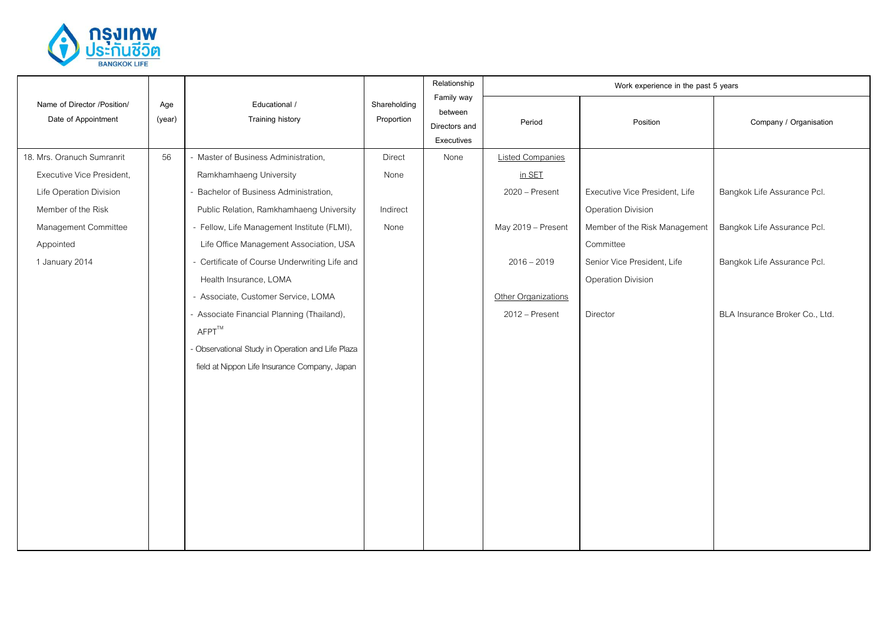| Name of Director /Position/ Date of Appointment | Age (year) | Educational / Training history | Shareholding Proportion | Relationship Family way between Directors and Executives | Work experience in the past 5 years | | |
|---|---|---|---|---|---|---|---|
| | | | | | Period | Position | Company / Organisation |
| 18. Mrs. Oranuch Sumranrit<br>Executive Vice President, Life Operation Division<br>Member of the Risk Management Committee<br>Appointed 1 January 2014 | 56 | - Master of Business Administration, Ramkhamhaeng University<br>- Bachelor of Business Administration, Public Relation, Ramkhamhaeng University<br>- Fellow, Life Management Institute (FLMI), Life Office Management Association, USA<br>- Certificate of Course Underwriting Life and Health Insurance, LOMA<br>- Associate, Customer Service, LOMA<br>- Associate Financial Planning (Thailand), AFPT™<br>- Observational Study in Operation and Life Plaza field at Nippon Life Insurance Company, Japan | Direct<br>None<br><br>Indirect<br>None | None | Listed Companies in SET | | |
| | | | | | 2020 – Present | Executive Vice President, Life Operation Division | Bangkok Life Assurance Pcl. |
| | | | | | May 2019 – Present | Member of the Risk Management Committee | Bangkok Life Assurance Pcl. |
| | | | | | 2016 – 2019 | Senior Vice President, Life Operation Division | Bangkok Life Assurance Pcl. |
| | | | | | Other Organizations | | |
| | | | | | 2012 – Present | Director | BLA Insurance Broker Co., Ltd. |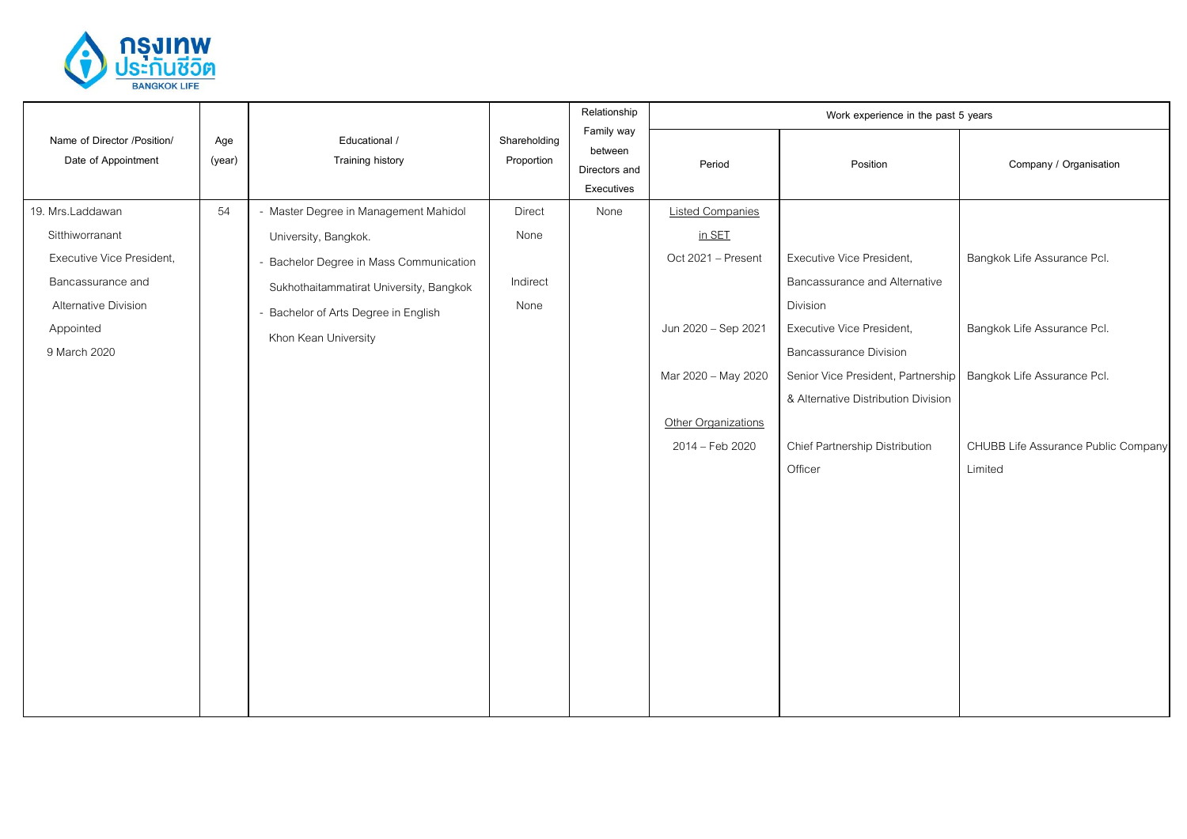| Name of Director /Position/ Date of Appointment | Age (year) | Educational / Training history | Shareholding Proportion | Relationship Family way between Directors and Executives | Work experience in the past 5 years | | |
|---|---|---|---|---|---|---|---|
| | | | | | Period | Position | Company / Organisation |
| 19. Mrs.Laddawan Sitthiworranant<br>Executive Vice President, Bancassurance and Alternative Division<br>Appointed 9 March 2020 | 54 | - Master Degree in Management Mahidol University, Bangkok.<br>- Bachelor Degree in Mass Communication Sukhothaitammatirat University, Bangkok<br>- Bachelor of Arts Degree in English Khon Kean University | Direct<br>None<br><br>Indirect<br>None | None | Listed Companies in SET | | |
| | | | | | Oct 2021 – Present | Executive Vice President, Bancassurance and Alternative Division | Bangkok Life Assurance Pcl. |
| | | | | | Jun 2020 – Sep 2021 | Executive Vice President, Bancassurance Division | Bangkok Life Assurance Pcl. |
| | | | | | Mar 2020 – May 2020 | Senior Vice President, Partnership & Alternative Distribution Division | Bangkok Life Assurance Pcl. |
| | | | | | Other Organizations | | |
| | | | | | 2014 – Feb 2020 | Chief Partnership Distribution Officer | CHUBB Life Assurance Public Company Limited |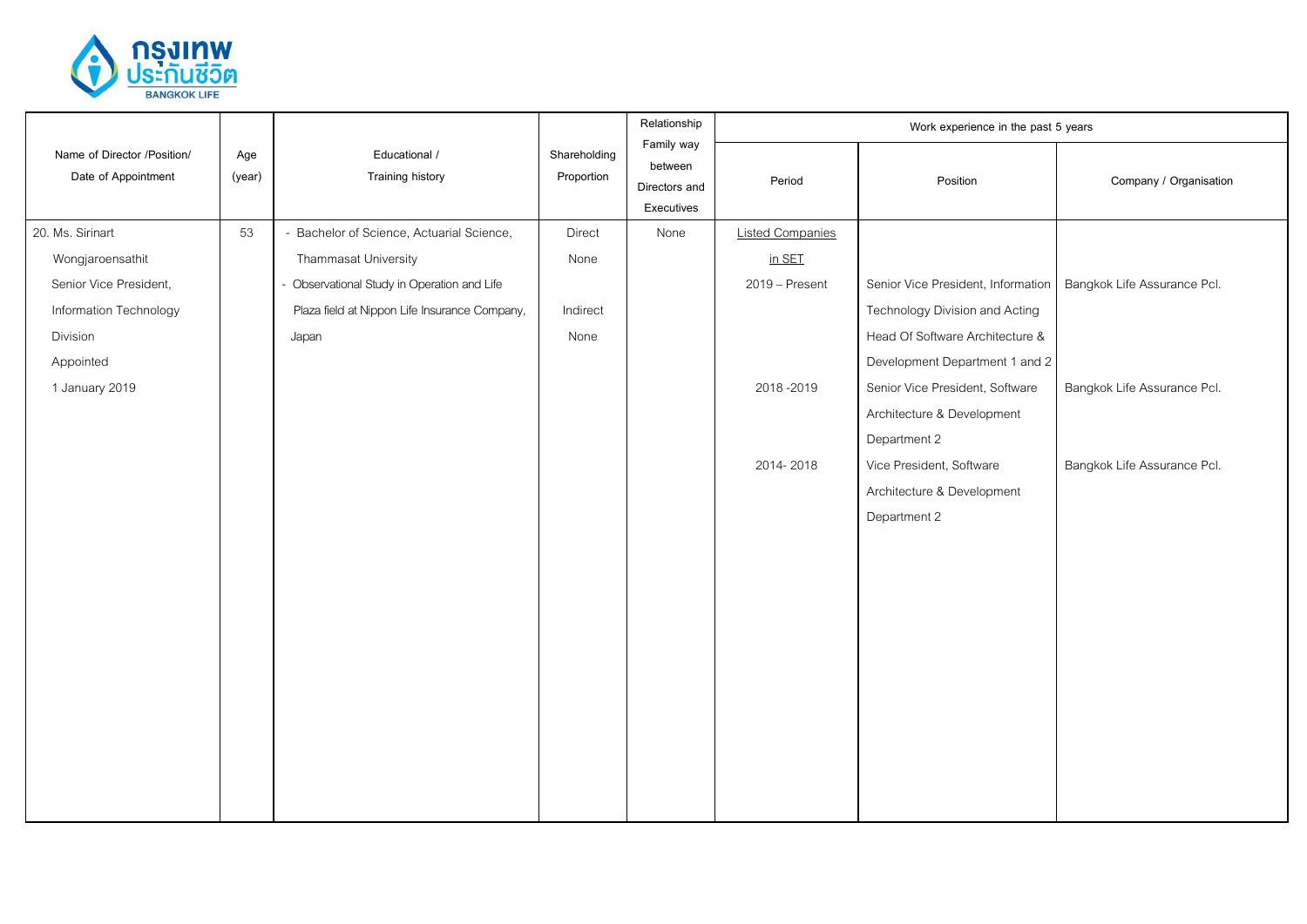| Name of Director /Position/ Date of Appointment | Age (year) | Educational / Training history | Shareholding Proportion | Relationship Family way between Directors and Executives | Work experience in the past 5 years | | |
|---|---|---|---|---|---|---|---|
| | | | | | Period | Position | Company / Organisation |
| 20. Ms. Sirinart Wongjaroensathit<br>Senior Vice President, Information Technology Division<br>Appointed<br>1 January 2019 | 53 | - Bachelor of Science, Actuarial Science, Thammasat University<br>- Observational Study in Operation and Life Plaza field at Nippon Life Insurance Company, Japan | Direct<br>None<br><br>Indirect<br>None | None | Listed Companies in SET | | |
| | | | | | 2019 – Present | Senior Vice President, Information Technology Division and Acting Head Of Software Architecture & Development Department 1 and 2 | Bangkok Life Assurance Pcl. |
| | | | | | 2018 -2019 | Senior Vice President, Software Architecture & Development Department 2 | Bangkok Life Assurance Pcl. |
| | | | | | 2014- 2018 | Vice President, Software Architecture & Development Department 2 | Bangkok Life Assurance Pcl. |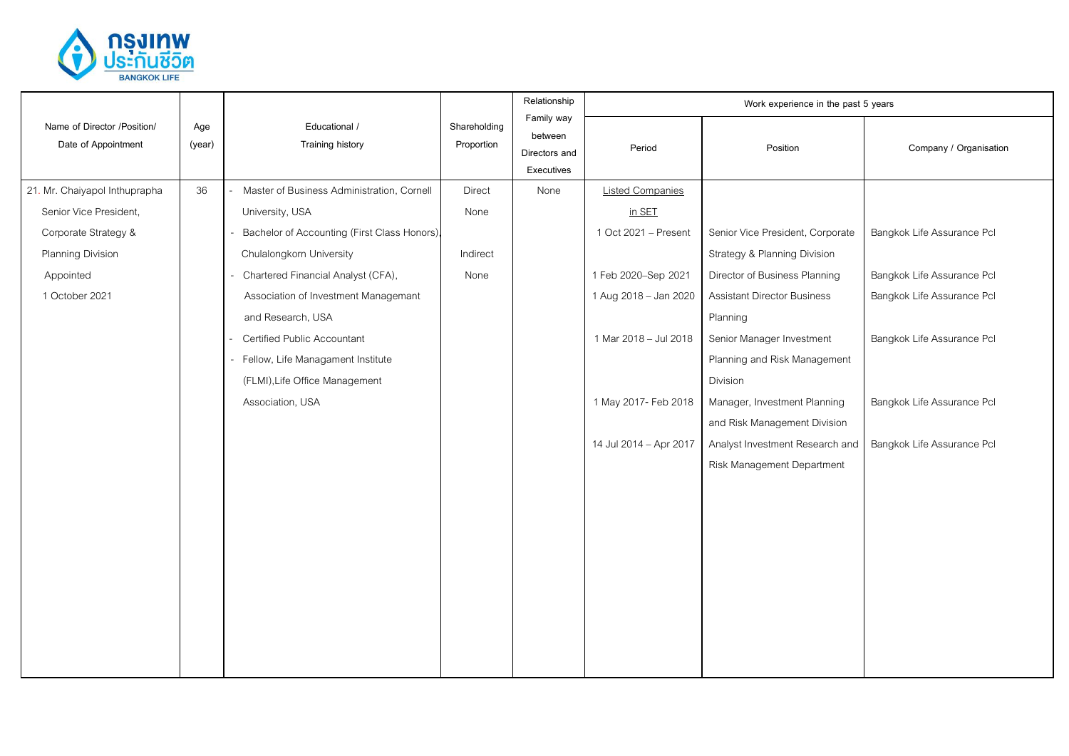| Name of Director /Position/ Date of Appointment | Age (year) | Educational / Training history | Shareholding Proportion | Relationship Family way between Directors and Executives | Work experience in the past 5 years | | |
|---|---|---|---|---|---|---|---|
| | | | | | Period | Position | Company / Organisation |
| 21. Mr. Chaiyapol Inthuprapha<br>Senior Vice President, Corporate Strategy & Planning Division<br>Appointed 1 October 2021 | 36 | - Master of Business Administration, Cornell University, USA<br>- Bachelor of Accounting (First Class Honors), Chulalongkorn University<br>- Chartered Financial Analyst (CFA), Association of Investment Managemant and Research, USA<br>- Certified Public Accountant<br>- Fellow, Life Managament Institute (FLMI),Life Office Management Association, USA | Direct<br>None<br><br>Indirect<br>None | None | Listed Companies in SET | | |
| | | | | | 1 Oct 2021 – Present | Senior Vice President, Corporate Strategy & Planning Division | Bangkok Life Assurance Pcl |
| | | | | | 1 Feb 2020–Sep 2021 | Director of Business Planning | Bangkok Life Assurance Pcl |
| | | | | | 1 Aug 2018 – Jan 2020 | Assistant Director Business Planning | Bangkok Life Assurance Pcl |
| | | | | | 1 Mar 2018 – Jul 2018 | Senior Manager Investment Planning and Risk Management Division | Bangkok Life Assurance Pcl |
| | | | | | 1 May 2017- Feb 2018 | Manager, Investment Planning and Risk Management Division | Bangkok Life Assurance Pcl |
| | | | | | 14 Jul 2014 – Apr 2017 | Analyst Investment Research and Risk Management Department | Bangkok Life Assurance Pcl |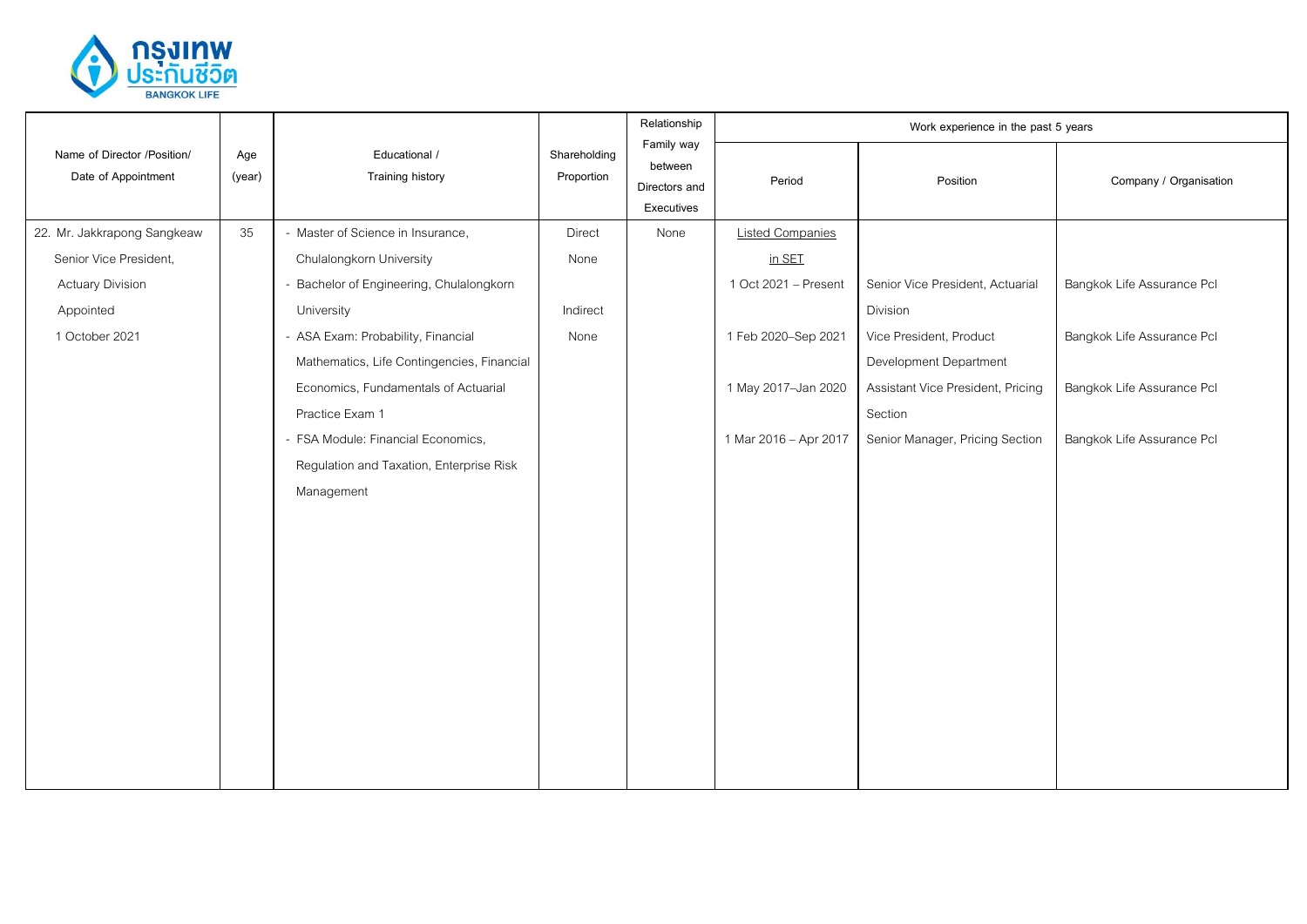| Name of Director /Position/ Date of Appointment | Age (year) | Educational / Training history | Shareholding Proportion | Relationship Family way between Directors and Executives | Work experience in the past 5 years | | |
|---|---|---|---|---|---|---|---|
| | | | | | Period | Position | Company / Organisation |
| 22. Mr. Jakkrapong Sangkeaw<br>Senior Vice President, Actuary Division<br>Appointed 1 October 2021 | 35 | - Master of Science in Insurance, Chulalongkorn University<br>- Bachelor of Engineering, Chulalongkorn University<br>- ASA Exam: Probability, Financial Mathematics, Life Contingencies, Financial Economics, Fundamentals of Actuarial Practice Exam 1<br>- FSA Module: Financial Economics, Regulation and Taxation, Enterprise Risk Management | Direct<br>None<br><br>Indirect<br>None | None | <u>Listed Companies in SET</u><br>1 Oct 2021 – Present<br>1 Feb 2020–Sep 2021<br>1 May 2017–Jan 2020<br>1 Mar 2016 – Apr 2017 | <br>Senior Vice President, Actuarial Division<br>Vice President, Product Development Department<br>Assistant Vice President, Pricing Section<br>Senior Manager, Pricing Section | <br>Bangkok Life Assurance Pcl<br>Bangkok Life Assurance Pcl<br>Bangkok Life Assurance Pcl<br>Bangkok Life Assurance Pcl |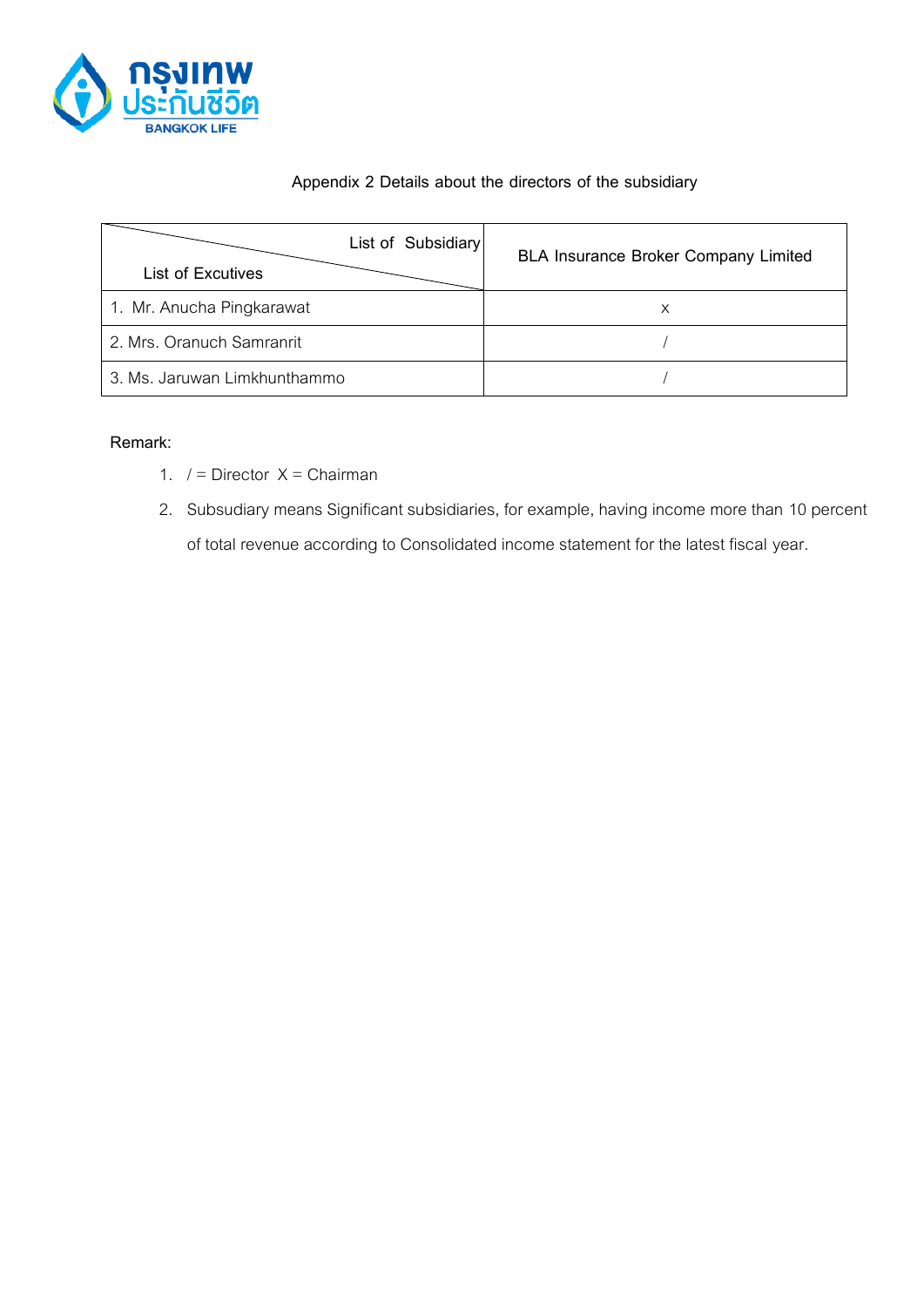Appendix 2 Details about the directors of the subsidiary

| List of Subsidiary / List of Excutives | BLA Insurance Broker Company Limited |
|---|---|
| 1. Mr. Anucha Pingkarawat | x |
| 2. Mrs. Oranuch Samranrit | / |
| 3. Ms. Jaruwan Limkhunthammo | / |

Remark:

1. / = Director X = Chairman
2. Subsudiary means Significant subsidiaries, for example, having income more than 10 percent of total revenue according to Consolidated income statement for the latest fiscal year.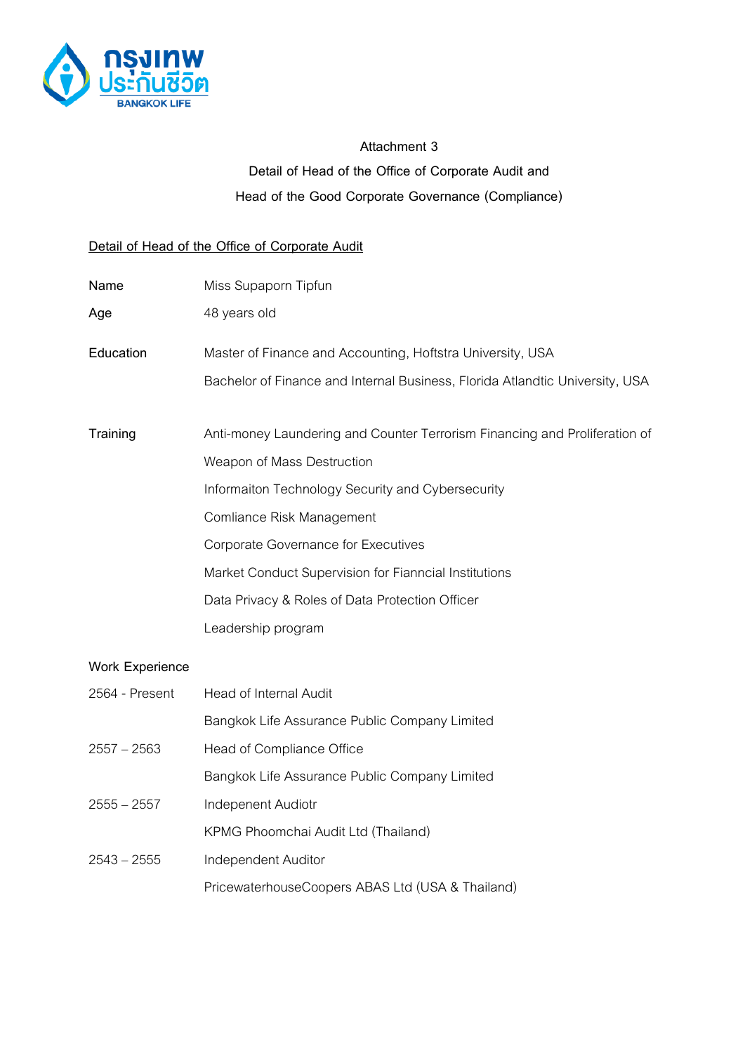Attachment 3

Detail of Head of the Office of Corporate Audit and

Head of the Good Corporate Governance (Compliance)

<u>Detail of Head of the Office of Corporate Audit</u>

| | |
|---|---|
| Name | Miss Supaporn Tipfun |
| Age | 48 years old |
| Education | Master of Finance and Accounting, Hoftstra University, USA |
| | Bachelor of Finance and Internal Business, Florida Atlandtic University, USA |
| Training | Anti-money Laundering and Counter Terrorism Financing and Proliferation of Weapon of Mass Destruction |
| | Informaiton Technology Security and Cybersecurity |
| | Comliance Risk Management |
| | Corporate Governance for Executives |
| | Market Conduct Supervision for Fianncial Institutions |
| | Data Privacy & Roles of Data Protection Officer |
| | Leadership program |

Work Experience

| | |
|---|---|
| 2564 - Present | Head of Internal Audit |
| | Bangkok Life Assurance Public Company Limited |
| 2557 – 2563 | Head of Compliance Office |
| | Bangkok Life Assurance Public Company Limited |
| 2555 – 2557 | Indepenent Audiotr |
| | KPMG Phoomchai Audit Ltd (Thailand) |
| 2543 – 2555 | Independent Auditor |
| | PricewaterhouseCoopers ABAS Ltd (USA & Thailand) |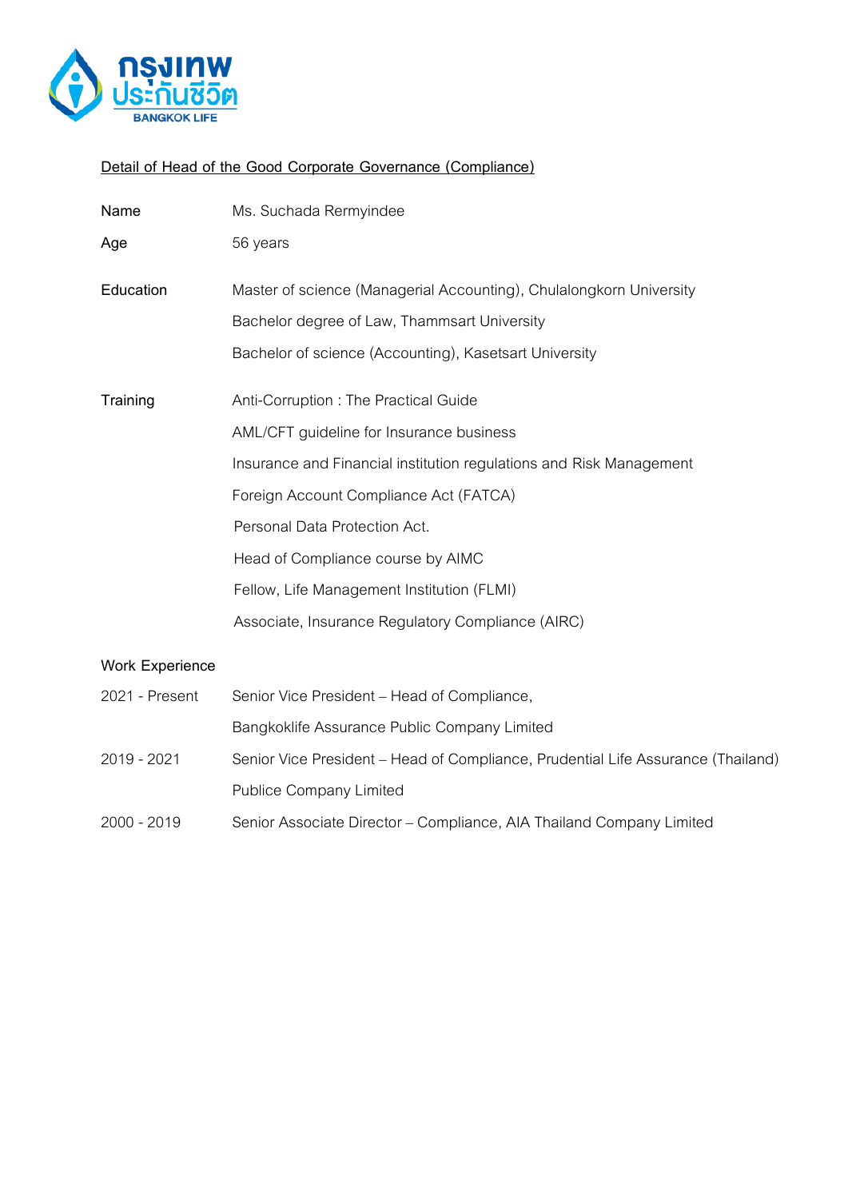**Detail of Head of the Good Corporate Governance (Compliance)**

| | |
|---|---|
| Name | Ms. Suchada Rermyindee |
| Age | 56 years |
| Education | Master of science (Managerial Accounting), Chulalongkorn University |
| | Bachelor degree of Law, Thammsart University |
| | Bachelor of science (Accounting), Kasetsart University |
| Training | Anti-Corruption : The Practical Guide |
| | AML/CFT guideline for Insurance business |
| | Insurance and Financial institution regulations and Risk Management |
| | Foreign Account Compliance Act (FATCA) |
| | Personal Data Protection Act. |
| | Head of Compliance course by AIMC |
| | Fellow, Life Management Institution (FLMI) |
| | Associate, Insurance Regulatory Compliance (AIRC) |

**Work Experience**

| | |
|---|---|
| 2021 - Present | Senior Vice President – Head of Compliance, Bangkoklife Assurance Public Company Limited |
| 2019 - 2021 | Senior Vice President – Head of Compliance, Prudential Life Assurance (Thailand) Publice Company Limited |
| 2000 - 2019 | Senior Associate Director – Compliance, AIA Thailand Company Limited |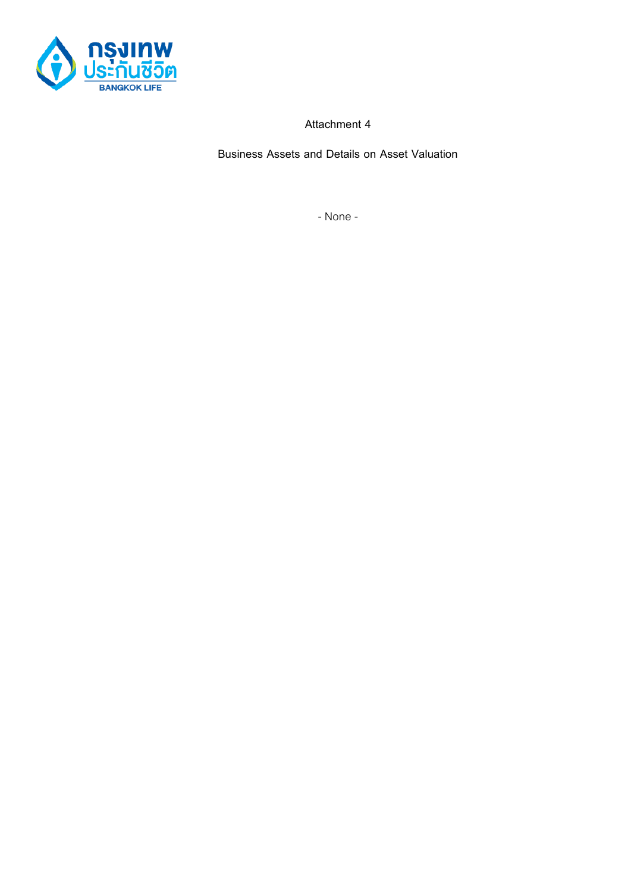Attachment 4

Business Assets and Details on Asset Valuation

- None -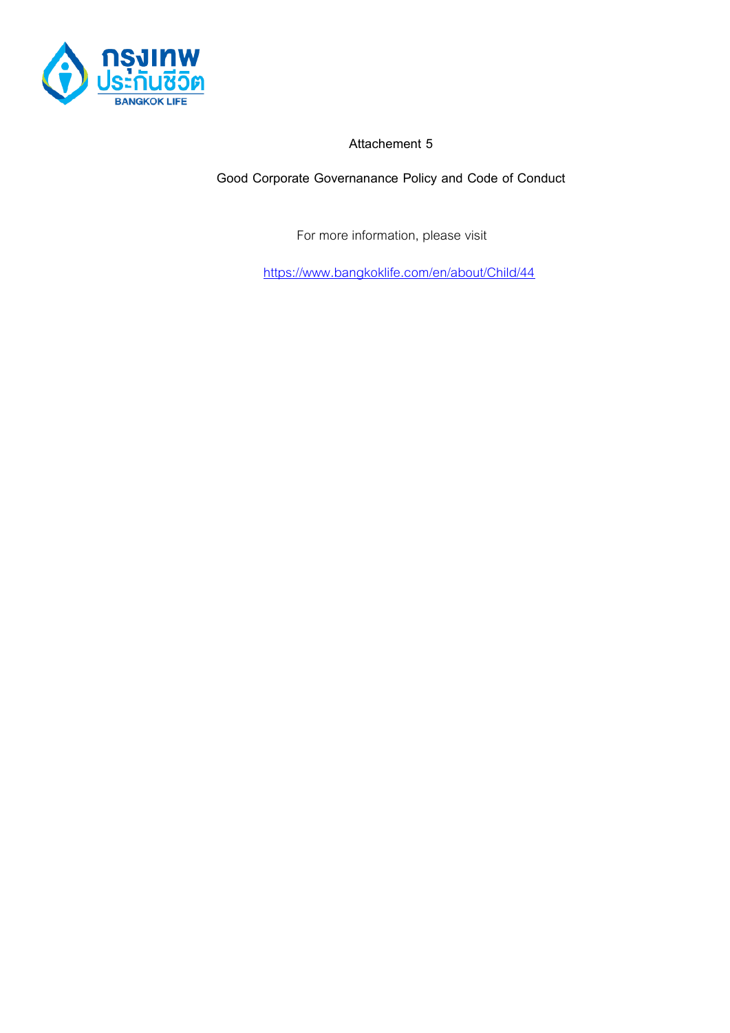Attachement 5

**Good Corporate Governanance Policy and Code of Conduct**

For more information, please visit

https://www.bangkoklife.com/en/about/Child/44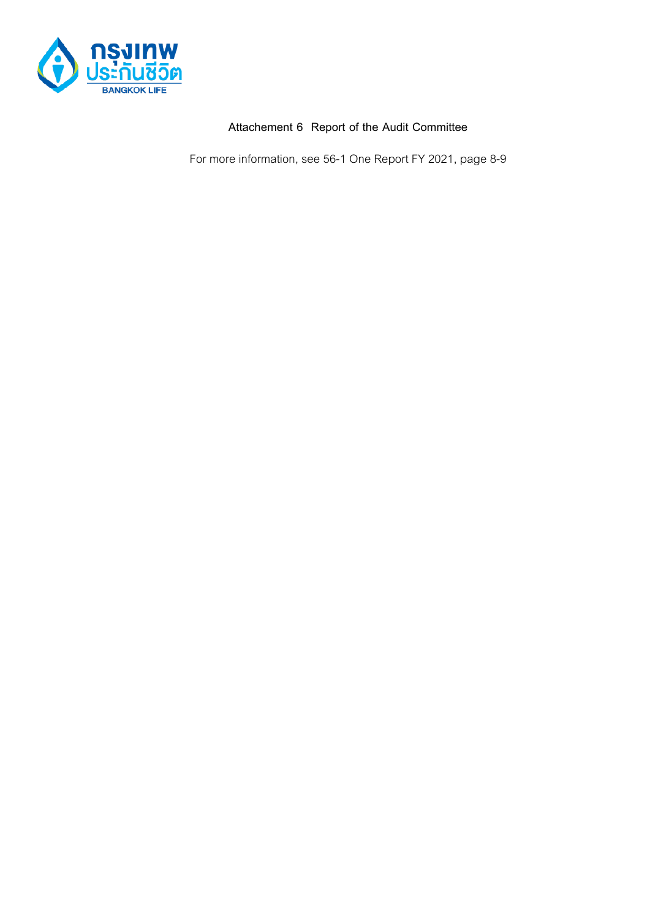**Attachement 6 Report of the Audit Committee**

For more information, see 56-1 One Report FY 2021, page 8-9